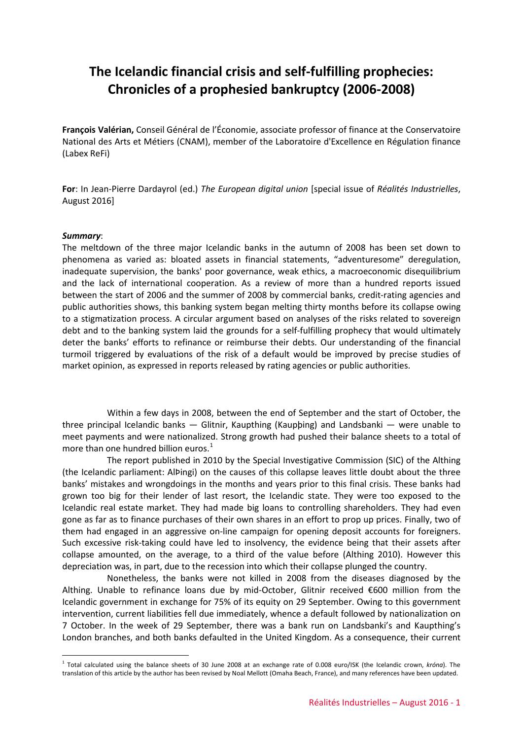# The Icelandic financial crisis and self-fulfilling prophecies: Chronicles of a prophesied bankruptcy (2006-2008)

**François Valérian,** Conseil Général de l'Économie, associate professor of finance at the Conservatoire National des Arts et Métiers (CNAM), member of the Laboratoire d'Excellence en Régulation finance (Labex ReFi)

**For**: In Jean-Pierre Dardayrol (ed.) *The European digital union* [special issue of *Réalités Industrielles*, August 2016]

***Summary***:

The meltdown of the three major Icelandic banks in the autumn of 2008 has been set down to phenomena as varied as: bloated assets in financial statements, "adventuresome" deregulation, inadequate supervision, the banks' poor governance, weak ethics, a macroeconomic disequilibrium and the lack of international cooperation. As a review of more than a hundred reports issued between the start of 2006 and the summer of 2008 by commercial banks, credit-rating agencies and public authorities shows, this banking system began melting thirty months before its collapse owing to a stigmatization process. A circular argument based on analyses of the risks related to sovereign debt and to the banking system laid the grounds for a self-fulfilling prophecy that would ultimately deter the banks' efforts to refinance or reimburse their debts. Our understanding of the financial turmoil triggered by evaluations of the risk of a default would be improved by precise studies of market opinion, as expressed in reports released by rating agencies or public authorities.

Within a few days in 2008, between the end of September and the start of October, the three principal Icelandic banks — Glitnir, Kaupthing (Kaupþing) and Landsbanki — were unable to meet payments and were nationalized. Strong growth had pushed their balance sheets to a total of more than one hundred billion euros.[1]

The report published in 2010 by the Special Investigative Commission (SIC) of the Althing (the Icelandic parliament: AlÞingi) on the causes of this collapse leaves little doubt about the three banks' mistakes and wrongdoings in the months and years prior to this final crisis. These banks had grown too big for their lender of last resort, the Icelandic state. They were too exposed to the Icelandic real estate market. They had made big loans to controlling shareholders. They had even gone as far as to finance purchases of their own shares in an effort to prop up prices. Finally, two of them had engaged in an aggressive on-line campaign for opening deposit accounts for foreigners. Such excessive risk-taking could have led to insolvency, the evidence being that their assets after collapse amounted, on the average, to a third of the value before (Althing 2010). However this depreciation was, in part, due to the recession into which their collapse plunged the country.

Nonetheless, the banks were not killed in 2008 from the diseases diagnosed by the Althing. Unable to refinance loans due by mid-October, Glitnir received €600 million from the Icelandic government in exchange for 75% of its equity on 29 September. Owing to this government intervention, current liabilities fell due immediately, whence a default followed by nationalization on 7 October. In the week of 29 September, there was a bank run on Landsbanki's and Kaupthing's London branches, and both banks defaulted in the United Kingdom. As a consequence, their current

---

[1] Total calculated using the balance sheets of 30 June 2008 at an exchange rate of 0.008 euro/ISK (the Icelandic crown, *króna*). The translation of this article by the author has been revised by Noal Mellott (Omaha Beach, France), and many references have been updated.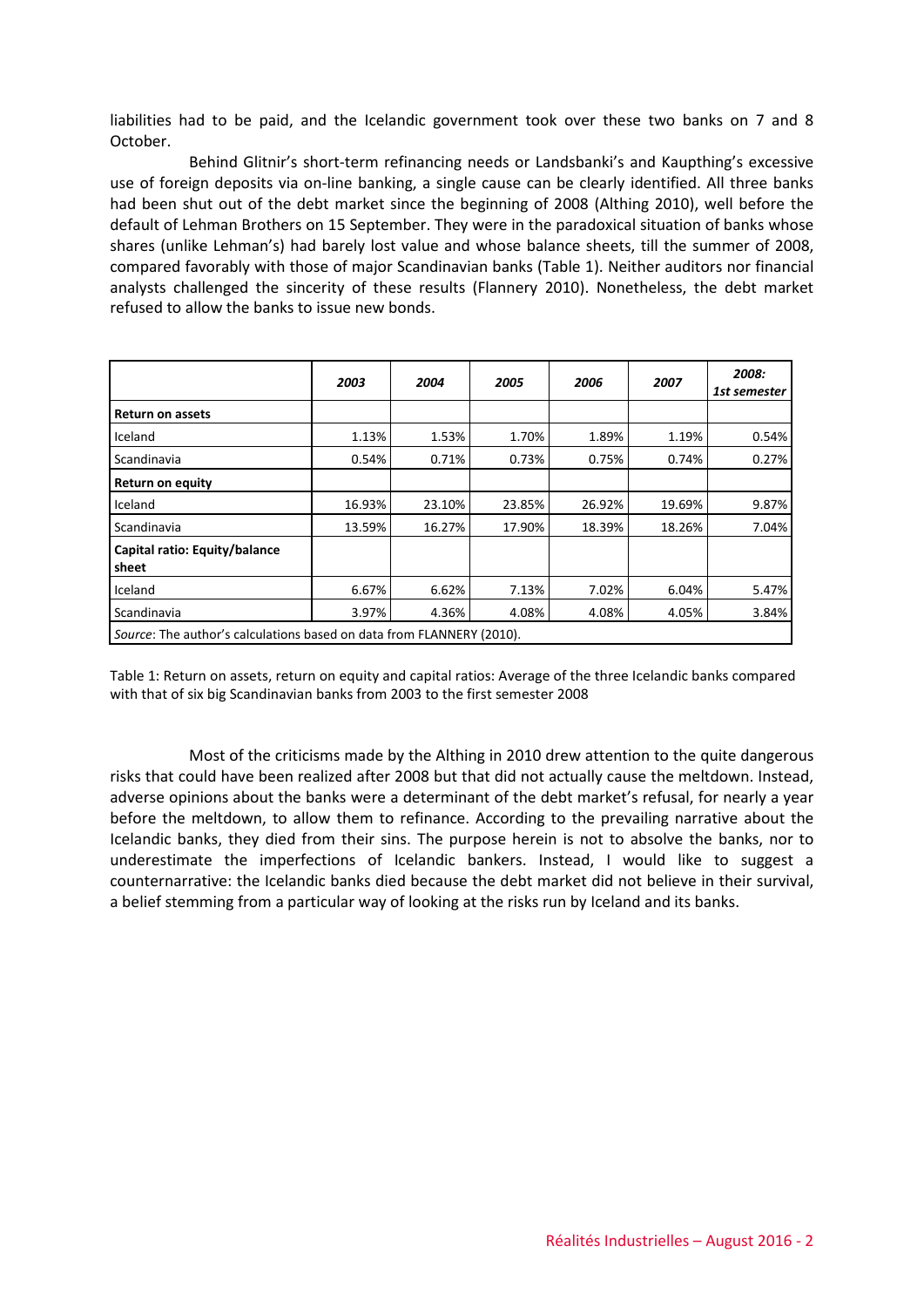liabilities had to be paid, and the Icelandic government took over these two banks on 7 and 8 October.

Behind Glitnir's short-term refinancing needs or Landsbanki's and Kaupthing's excessive use of foreign deposits via on-line banking, a single cause can be clearly identified. All three banks had been shut out of the debt market since the beginning of 2008 (Althing 2010), well before the default of Lehman Brothers on 15 September. They were in the paradoxical situation of banks whose shares (unlike Lehman's) had barely lost value and whose balance sheets, till the summer of 2008, compared favorably with those of major Scandinavian banks (Table 1). Neither auditors nor financial analysts challenged the sincerity of these results (Flannery 2010). Nonetheless, the debt market refused to allow the banks to issue new bonds.

| | *2003* | *2004* | *2005* | *2006* | *2007* | *2008: 1st semester* |
|---|---|---|---|---|---|---|
| **Return on assets** | | | | | | |
| Iceland | 1.13% | 1.53% | 1.70% | 1.89% | 1.19% | 0.54% |
| Scandinavia | 0.54% | 0.71% | 0.73% | 0.75% | 0.74% | 0.27% |
| **Return on equity** | | | | | | |
| Iceland | 16.93% | 23.10% | 23.85% | 26.92% | 19.69% | 9.87% |
| Scandinavia | 13.59% | 16.27% | 17.90% | 18.39% | 18.26% | 7.04% |
| **Capital ratio: Equity/balance sheet** | | | | | | |
| Iceland | 6.67% | 6.62% | 7.13% | 7.02% | 6.04% | 5.47% |
| Scandinavia | 3.97% | 4.36% | 4.08% | 4.08% | 4.05% | 3.84% |
| *Source*: The author's calculations based on data from FLANNERY (2010). | | | | | | |

Table 1: Return on assets, return on equity and capital ratios: Average of the three Icelandic banks compared with that of six big Scandinavian banks from 2003 to the first semester 2008

Most of the criticisms made by the Althing in 2010 drew attention to the quite dangerous risks that could have been realized after 2008 but that did not actually cause the meltdown. Instead, adverse opinions about the banks were a determinant of the debt market's refusal, for nearly a year before the meltdown, to allow them to refinance. According to the prevailing narrative about the Icelandic banks, they died from their sins. The purpose herein is not to absolve the banks, nor to underestimate the imperfections of Icelandic bankers. Instead, I would like to suggest a counternarrative: the Icelandic banks died because the debt market did not believe in their survival, a belief stemming from a particular way of looking at the risks run by Iceland and its banks.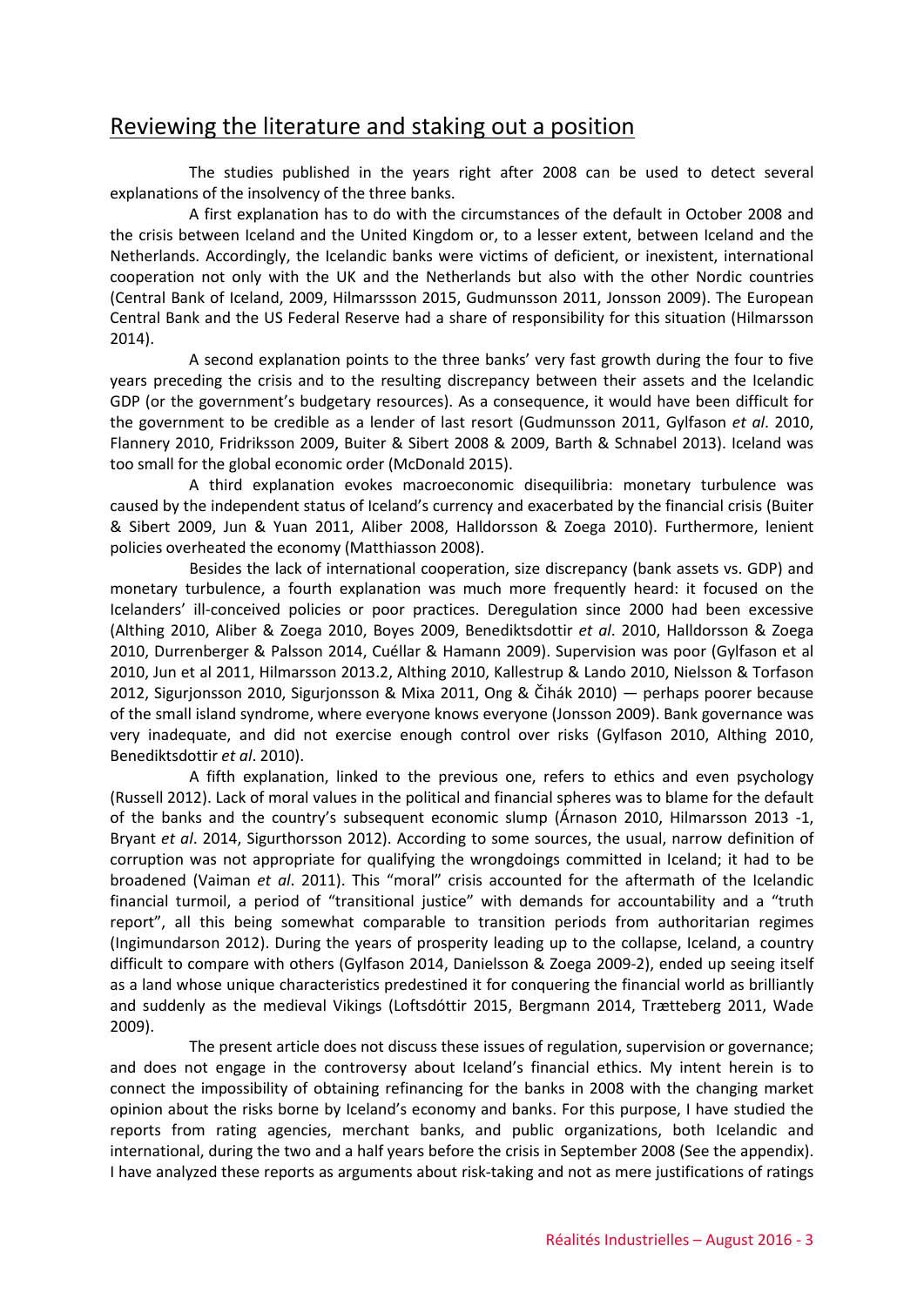## Reviewing the literature and staking out a position

The studies published in the years right after 2008 can be used to detect several explanations of the insolvency of the three banks.

A first explanation has to do with the circumstances of the default in October 2008 and the crisis between Iceland and the United Kingdom or, to a lesser extent, between Iceland and the Netherlands. Accordingly, the Icelandic banks were victims of deficient, or inexistent, international cooperation not only with the UK and the Netherlands but also with the other Nordic countries (Central Bank of Iceland, 2009, Hilmarssson 2015, Gudmunsson 2011, Jonsson 2009). The European Central Bank and the US Federal Reserve had a share of responsibility for this situation (Hilmarsson 2014).

A second explanation points to the three banks' very fast growth during the four to five years preceding the crisis and to the resulting discrepancy between their assets and the Icelandic GDP (or the government's budgetary resources). As a consequence, it would have been difficult for the government to be credible as a lender of last resort (Gudmunsson 2011, Gylfason *et al*. 2010, Flannery 2010, Fridriksson 2009, Buiter & Sibert 2008 & 2009, Barth & Schnabel 2013). Iceland was too small for the global economic order (McDonald 2015).

A third explanation evokes macroeconomic disequilibria: monetary turbulence was caused by the independent status of Iceland's currency and exacerbated by the financial crisis (Buiter & Sibert 2009, Jun & Yuan 2011, Aliber 2008, Halldorsson & Zoega 2010). Furthermore, lenient policies overheated the economy (Matthiasson 2008).

Besides the lack of international cooperation, size discrepancy (bank assets vs. GDP) and monetary turbulence, a fourth explanation was much more frequently heard: it focused on the Icelanders' ill-conceived policies or poor practices. Deregulation since 2000 had been excessive (Althing 2010, Aliber & Zoega 2010, Boyes 2009, Benediktsdottir *et al*. 2010, Halldorsson & Zoega 2010, Durrenberger & Palsson 2014, Cuéllar & Hamann 2009). Supervision was poor (Gylfason et al 2010, Jun et al 2011, Hilmarsson 2013.2, Althing 2010, Kallestrup & Lando 2010, Nielsson & Torfason 2012, Sigurjonsson 2010, Sigurjonsson & Mixa 2011, Ong & Čihák 2010) — perhaps poorer because of the small island syndrome, where everyone knows everyone (Jonsson 2009). Bank governance was very inadequate, and did not exercise enough control over risks (Gylfason 2010, Althing 2010, Benediktsdottir *et al*. 2010).

A fifth explanation, linked to the previous one, refers to ethics and even psychology (Russell 2012). Lack of moral values in the political and financial spheres was to blame for the default of the banks and the country's subsequent economic slump (Árnason 2010, Hilmarsson 2013 -1, Bryant *et al*. 2014, Sigurthorsson 2012). According to some sources, the usual, narrow definition of corruption was not appropriate for qualifying the wrongdoings committed in Iceland; it had to be broadened (Vaiman *et al*. 2011). This "moral" crisis accounted for the aftermath of the Icelandic financial turmoil, a period of "transitional justice" with demands for accountability and a "truth report", all this being somewhat comparable to transition periods from authoritarian regimes (Ingimundarson 2012). During the years of prosperity leading up to the collapse, Iceland, a country difficult to compare with others (Gylfason 2014, Danielsson & Zoega 2009-2), ended up seeing itself as a land whose unique characteristics predestined it for conquering the financial world as brilliantly and suddenly as the medieval Vikings (Loftsdóttir 2015, Bergmann 2014, Trætteberg 2011, Wade 2009).

The present article does not discuss these issues of regulation, supervision or governance; and does not engage in the controversy about Iceland's financial ethics. My intent herein is to connect the impossibility of obtaining refinancing for the banks in 2008 with the changing market opinion about the risks borne by Iceland's economy and banks. For this purpose, I have studied the reports from rating agencies, merchant banks, and public organizations, both Icelandic and international, during the two and a half years before the crisis in September 2008 (See the appendix). I have analyzed these reports as arguments about risk-taking and not as mere justifications of ratings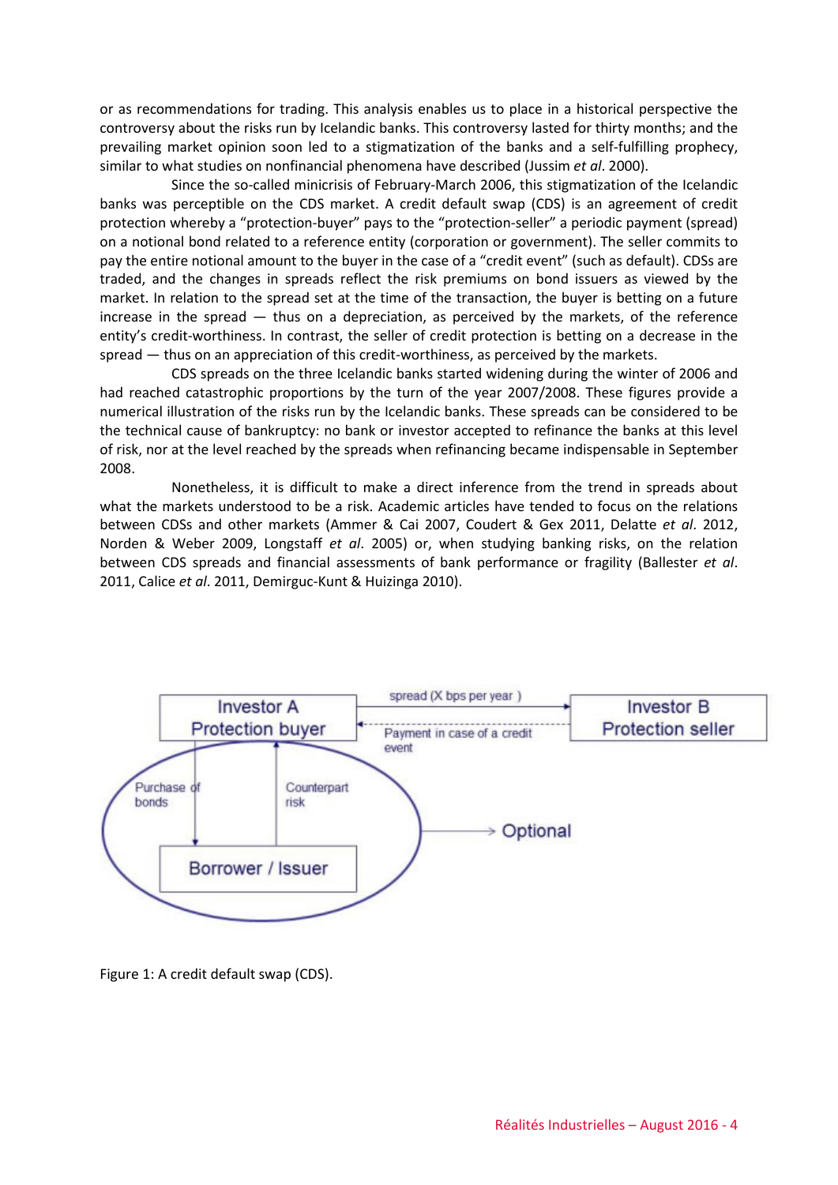or as recommendations for trading. This analysis enables us to place in a historical perspective the controversy about the risks run by Icelandic banks. This controversy lasted for thirty months; and the prevailing market opinion soon led to a stigmatization of the banks and a self-fulfilling prophecy, similar to what studies on nonfinancial phenomena have described (Jussim *et al*. 2000).

Since the so-called minicrisis of February-March 2006, this stigmatization of the Icelandic banks was perceptible on the CDS market. A credit default swap (CDS) is an agreement of credit protection whereby a "protection-buyer" pays to the "protection-seller" a periodic payment (spread) on a notional bond related to a reference entity (corporation or government). The seller commits to pay the entire notional amount to the buyer in the case of a "credit event" (such as default). CDSs are traded, and the changes in spreads reflect the risk premiums on bond issuers as viewed by the market. In relation to the spread set at the time of the transaction, the buyer is betting on a future increase in the spread — thus on a depreciation, as perceived by the markets, of the reference entity's credit-worthiness. In contrast, the seller of credit protection is betting on a decrease in the spread — thus on an appreciation of this credit-worthiness, as perceived by the markets.

CDS spreads on the three Icelandic banks started widening during the winter of 2006 and had reached catastrophic proportions by the turn of the year 2007/2008. These figures provide a numerical illustration of the risks run by the Icelandic banks. These spreads can be considered to be the technical cause of bankruptcy: no bank or investor accepted to refinance the banks at this level of risk, nor at the level reached by the spreads when refinancing became indispensable in September 2008.

Nonetheless, it is difficult to make a direct inference from the trend in spreads about what the markets understood to be a risk. Academic articles have tended to focus on the relations between CDSs and other markets (Ammer & Cai 2007, Coudert & Gex 2011, Delatte *et al*. 2012, Norden & Weber 2009, Longstaff *et al*. 2005) or, when studying banking risks, on the relation between CDS spreads and financial assessments of bank performance or fragility (Ballester *et al*. 2011, Calice *et al*. 2011, Demirguc-Kunt & Huizinga 2010).

Investor A
Protection buyer

spread (X bps per year)

Payment in case of a credit event

Investor B
Protection seller

Purchase of bonds

Counterpart risk

Borrower / Issuer

Optional

Figure 1: A credit default swap (CDS).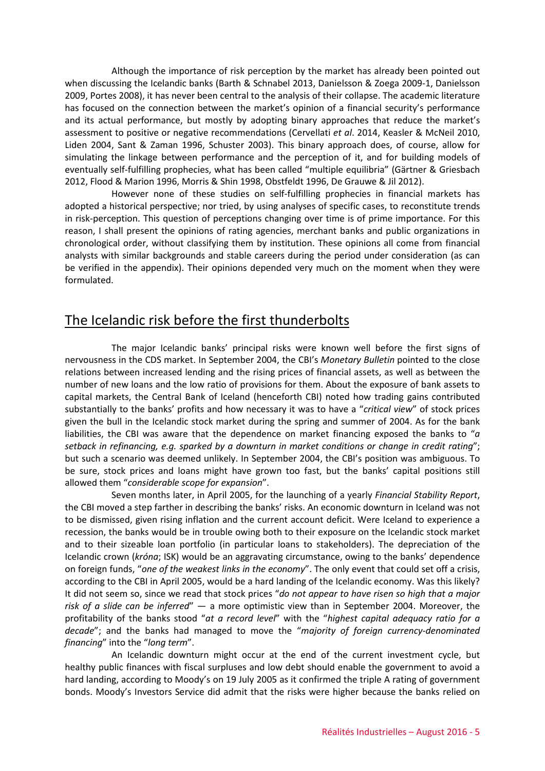Although the importance of risk perception by the market has already been pointed out when discussing the Icelandic banks (Barth & Schnabel 2013, Danielsson & Zoega 2009-1, Danielsson 2009, Portes 2008), it has never been central to the analysis of their collapse. The academic literature has focused on the connection between the market's opinion of a financial security's performance and its actual performance, but mostly by adopting binary approaches that reduce the market's assessment to positive or negative recommendations (Cervellati *et al*. 2014, Keasler & McNeil 2010, Liden 2004, Sant & Zaman 1996, Schuster 2003). This binary approach does, of course, allow for simulating the linkage between performance and the perception of it, and for building models of eventually self-fulfilling prophecies, what has been called "multiple equilibria" (Gärtner & Griesbach 2012, Flood & Marion 1996, Morris & Shin 1998, Obstfeldt 1996, De Grauwe & Jil 2012).

However none of these studies on self-fulfilling prophecies in financial markets has adopted a historical perspective; nor tried, by using analyses of specific cases, to reconstitute trends in risk-perception. This question of perceptions changing over time is of prime importance. For this reason, I shall present the opinions of rating agencies, merchant banks and public organizations in chronological order, without classifying them by institution. These opinions all come from financial analysts with similar backgrounds and stable careers during the period under consideration (as can be verified in the appendix). Their opinions depended very much on the moment when they were formulated.

## The Icelandic risk before the first thunderbolts

The major Icelandic banks' principal risks were known well before the first signs of nervousness in the CDS market. In September 2004, the CBI's *Monetary Bulletin* pointed to the close relations between increased lending and the rising prices of financial assets, as well as between the number of new loans and the low ratio of provisions for them. About the exposure of bank assets to capital markets, the Central Bank of Iceland (henceforth CBI) noted how trading gains contributed substantially to the banks' profits and how necessary it was to have a "*critical view*" of stock prices given the bull in the Icelandic stock market during the spring and summer of 2004. As for the bank liabilities, the CBI was aware that the dependence on market financing exposed the banks to "*a setback in refinancing, e.g. sparked by a downturn in market conditions or change in credit rating*"; but such a scenario was deemed unlikely. In September 2004, the CBI's position was ambiguous. To be sure, stock prices and loans might have grown too fast, but the banks' capital positions still allowed them "*considerable scope for expansion*".

Seven months later, in April 2005, for the launching of a yearly *Financial Stability Report*, the CBI moved a step farther in describing the banks' risks. An economic downturn in Iceland was not to be dismissed, given rising inflation and the current account deficit. Were Iceland to experience a recession, the banks would be in trouble owing both to their exposure on the Icelandic stock market and to their sizeable loan portfolio (in particular loans to stakeholders). The depreciation of the Icelandic crown (*króna*; ISK) would be an aggravating circumstance, owing to the banks' dependence on foreign funds, "*one of the weakest links in the economy*". The only event that could set off a crisis, according to the CBI in April 2005, would be a hard landing of the Icelandic economy. Was this likely? It did not seem so, since we read that stock prices "*do not appear to have risen so high that a major risk of a slide can be inferred*" — a more optimistic view than in September 2004. Moreover, the profitability of the banks stood "*at a record level*" with the "*highest capital adequacy ratio for a decade*"; and the banks had managed to move the "*majority of foreign currency-denominated financing*" into the "*long term*".

An Icelandic downturn might occur at the end of the current investment cycle, but healthy public finances with fiscal surpluses and low debt should enable the government to avoid a hard landing, according to Moody's on 19 July 2005 as it confirmed the triple A rating of government bonds. Moody's Investors Service did admit that the risks were higher because the banks relied on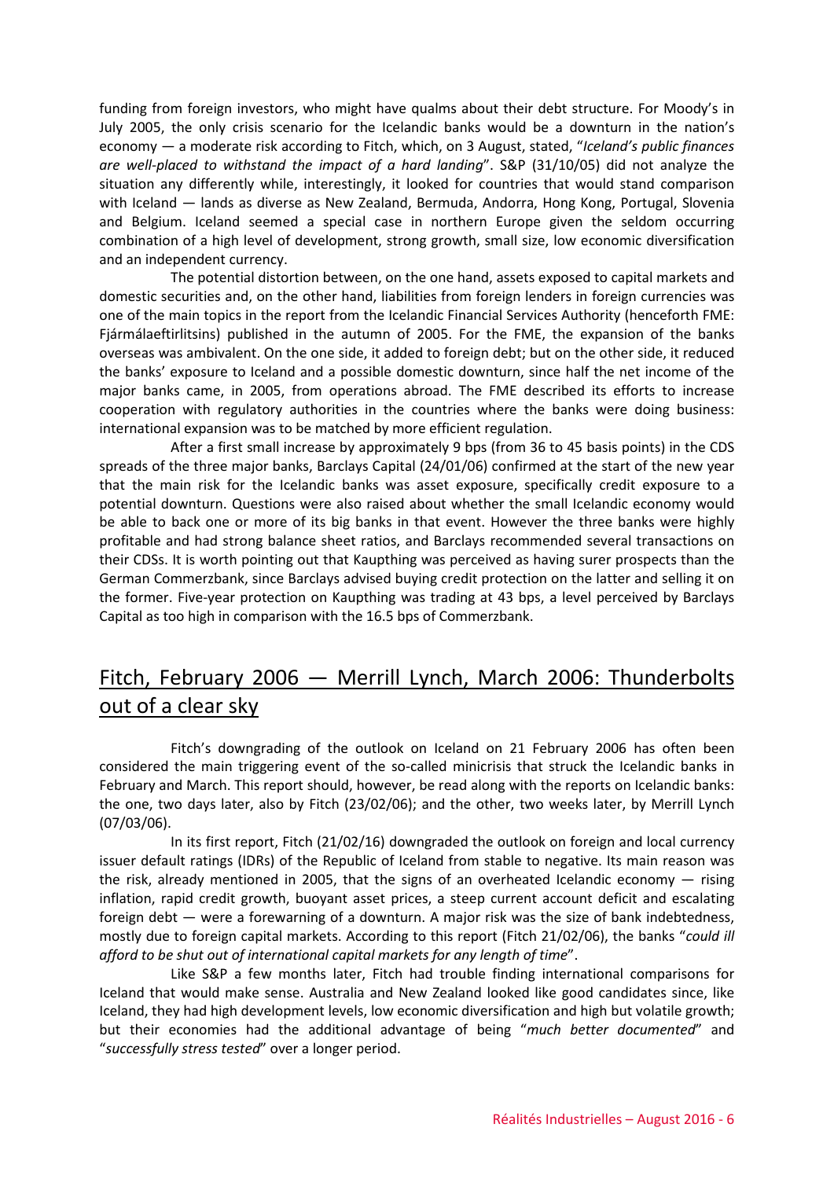funding from foreign investors, who might have qualms about their debt structure. For Moody's in July 2005, the only crisis scenario for the Icelandic banks would be a downturn in the nation's economy — a moderate risk according to Fitch, which, on 3 August, stated, "*Iceland's public finances are well-placed to withstand the impact of a hard landing*". S&P (31/10/05) did not analyze the situation any differently while, interestingly, it looked for countries that would stand comparison with Iceland — lands as diverse as New Zealand, Bermuda, Andorra, Hong Kong, Portugal, Slovenia and Belgium. Iceland seemed a special case in northern Europe given the seldom occurring combination of a high level of development, strong growth, small size, low economic diversification and an independent currency.

The potential distortion between, on the one hand, assets exposed to capital markets and domestic securities and, on the other hand, liabilities from foreign lenders in foreign currencies was one of the main topics in the report from the Icelandic Financial Services Authority (henceforth FME: Fjármálaeftirlitsins) published in the autumn of 2005. For the FME, the expansion of the banks overseas was ambivalent. On the one side, it added to foreign debt; but on the other side, it reduced the banks' exposure to Iceland and a possible domestic downturn, since half the net income of the major banks came, in 2005, from operations abroad. The FME described its efforts to increase cooperation with regulatory authorities in the countries where the banks were doing business: international expansion was to be matched by more efficient regulation.

After a first small increase by approximately 9 bps (from 36 to 45 basis points) in the CDS spreads of the three major banks, Barclays Capital (24/01/06) confirmed at the start of the new year that the main risk for the Icelandic banks was asset exposure, specifically credit exposure to a potential downturn. Questions were also raised about whether the small Icelandic economy would be able to back one or more of its big banks in that event. However the three banks were highly profitable and had strong balance sheet ratios, and Barclays recommended several transactions on their CDSs. It is worth pointing out that Kaupthing was perceived as having surer prospects than the German Commerzbank, since Barclays advised buying credit protection on the latter and selling it on the former. Five-year protection on Kaupthing was trading at 43 bps, a level perceived by Barclays Capital as too high in comparison with the 16.5 bps of Commerzbank.

## Fitch, February 2006 — Merrill Lynch, March 2006: Thunderbolts out of a clear sky

Fitch's downgrading of the outlook on Iceland on 21 February 2006 has often been considered the main triggering event of the so-called minicrisis that struck the Icelandic banks in February and March. This report should, however, be read along with the reports on Icelandic banks: the one, two days later, also by Fitch (23/02/06); and the other, two weeks later, by Merrill Lynch (07/03/06).

In its first report, Fitch (21/02/16) downgraded the outlook on foreign and local currency issuer default ratings (IDRs) of the Republic of Iceland from stable to negative. Its main reason was the risk, already mentioned in 2005, that the signs of an overheated Icelandic economy — rising inflation, rapid credit growth, buoyant asset prices, a steep current account deficit and escalating foreign debt — were a forewarning of a downturn. A major risk was the size of bank indebtedness, mostly due to foreign capital markets. According to this report (Fitch 21/02/06), the banks "*could ill afford to be shut out of international capital markets for any length of time*".

Like S&P a few months later, Fitch had trouble finding international comparisons for Iceland that would make sense. Australia and New Zealand looked like good candidates since, like Iceland, they had high development levels, low economic diversification and high but volatile growth; but their economies had the additional advantage of being "*much better documented*" and "*successfully stress tested*" over a longer period.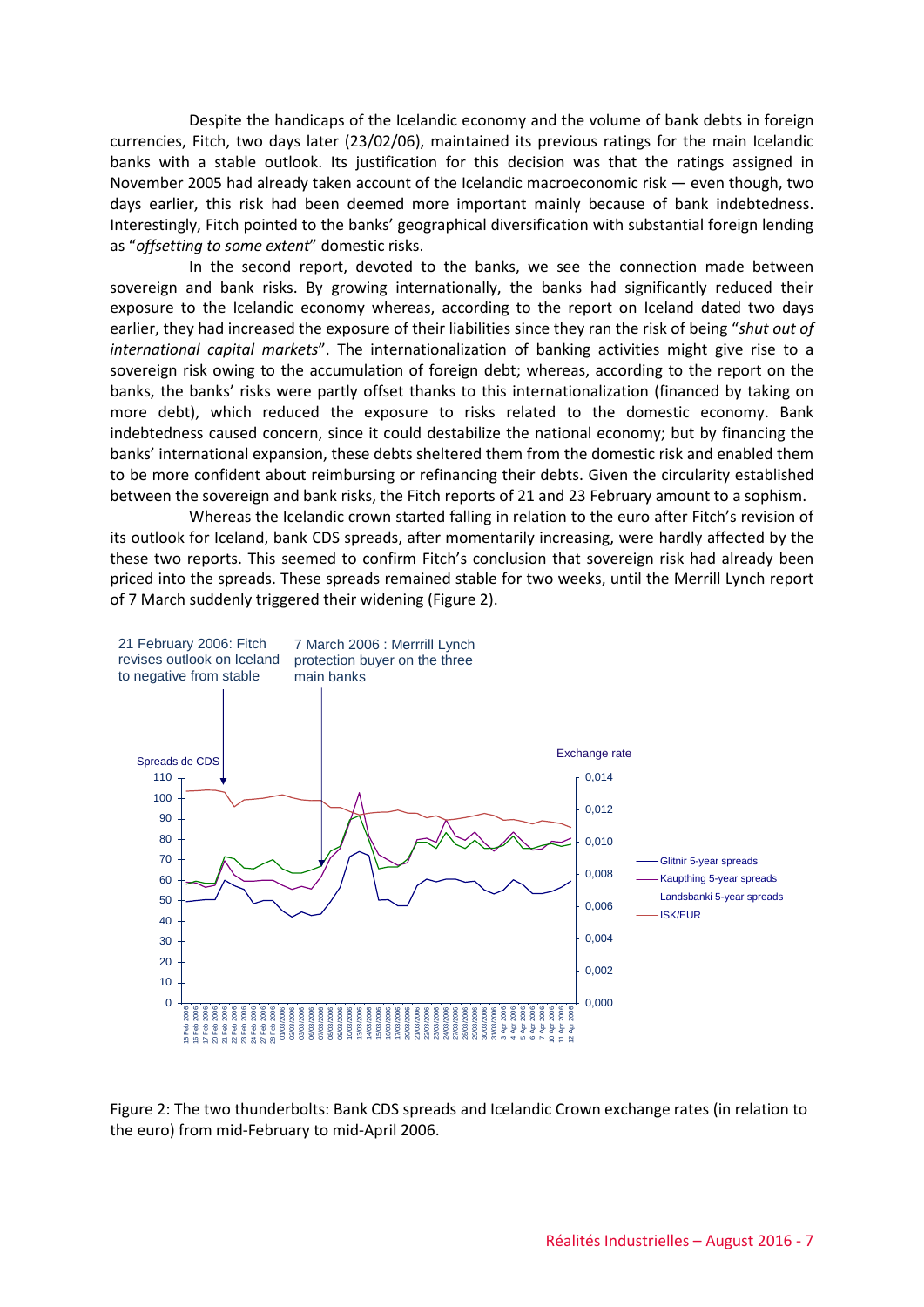Despite the handicaps of the Icelandic economy and the volume of bank debts in foreign currencies, Fitch, two days later (23/02/06), maintained its previous ratings for the main Icelandic banks with a stable outlook. Its justification for this decision was that the ratings assigned in November 2005 had already taken account of the Icelandic macroeconomic risk — even though, two days earlier, this risk had been deemed more important mainly because of bank indebtedness. Interestingly, Fitch pointed to the banks' geographical diversification with substantial foreign lending as "*offsetting to some extent*" domestic risks.

In the second report, devoted to the banks, we see the connection made between sovereign and bank risks. By growing internationally, the banks had significantly reduced their exposure to the Icelandic economy whereas, according to the report on Iceland dated two days earlier, they had increased the exposure of their liabilities since they ran the risk of being "*shut out of international capital markets*". The internationalization of banking activities might give rise to a sovereign risk owing to the accumulation of foreign debt; whereas, according to the report on the banks, the banks' risks were partly offset thanks to this internationalization (financed by taking on more debt), which reduced the exposure to risks related to the domestic economy. Bank indebtedness caused concern, since it could destabilize the national economy; but by financing the banks' international expansion, these debts sheltered them from the domestic risk and enabled them to be more confident about reimbursing or refinancing their debts. Given the circularity established between the sovereign and bank risks, the Fitch reports of 21 and 23 February amount to a sophism.

Whereas the Icelandic crown started falling in relation to the euro after Fitch's revision of its outlook for Iceland, bank CDS spreads, after momentarily increasing, were hardly affected by the these two reports. This seemed to confirm Fitch's conclusion that sovereign risk had already been priced into the spreads. These spreads remained stable for two weeks, until the Merrill Lynch report of 7 March suddenly triggered their widening (Figure 2).

Figure 2: The two thunderbolts: Bank CDS spreads and Icelandic Crown exchange rates (in relation to the euro) from mid-February to mid-April 2006.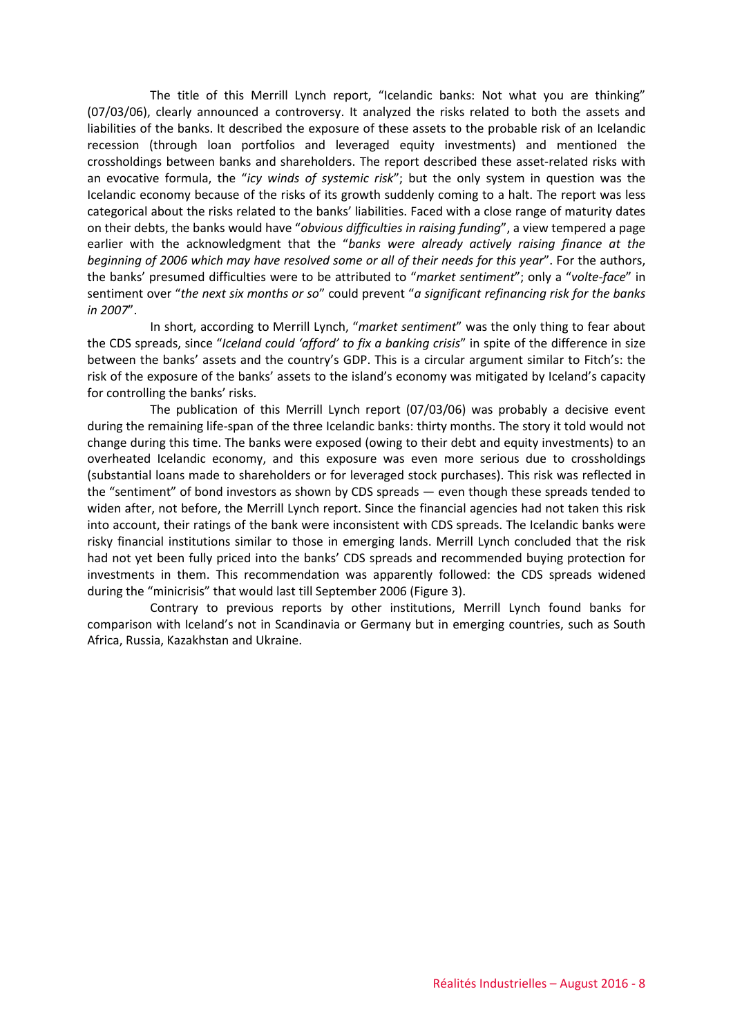The title of this Merrill Lynch report, "Icelandic banks: Not what you are thinking" (07/03/06), clearly announced a controversy. It analyzed the risks related to both the assets and liabilities of the banks. It described the exposure of these assets to the probable risk of an Icelandic recession (through loan portfolios and leveraged equity investments) and mentioned the crossholdings between banks and shareholders. The report described these asset-related risks with an evocative formula, the "*icy winds of systemic risk*"; but the only system in question was the Icelandic economy because of the risks of its growth suddenly coming to a halt. The report was less categorical about the risks related to the banks' liabilities. Faced with a close range of maturity dates on their debts, the banks would have "*obvious difficulties in raising funding*", a view tempered a page earlier with the acknowledgment that the "*banks were already actively raising finance at the beginning of 2006 which may have resolved some or all of their needs for this year*". For the authors, the banks' presumed difficulties were to be attributed to "*market sentiment*"; only a "*volte-face*" in sentiment over "*the next six months or so*" could prevent "*a significant refinancing risk for the banks in 2007*".

In short, according to Merrill Lynch, "*market sentiment*" was the only thing to fear about the CDS spreads, since "*Iceland could 'afford' to fix a banking crisis*" in spite of the difference in size between the banks' assets and the country's GDP. This is a circular argument similar to Fitch's: the risk of the exposure of the banks' assets to the island's economy was mitigated by Iceland's capacity for controlling the banks' risks.

The publication of this Merrill Lynch report (07/03/06) was probably a decisive event during the remaining life-span of the three Icelandic banks: thirty months. The story it told would not change during this time. The banks were exposed (owing to their debt and equity investments) to an overheated Icelandic economy, and this exposure was even more serious due to crossholdings (substantial loans made to shareholders or for leveraged stock purchases). This risk was reflected in the "sentiment" of bond investors as shown by CDS spreads — even though these spreads tended to widen after, not before, the Merrill Lynch report. Since the financial agencies had not taken this risk into account, their ratings of the bank were inconsistent with CDS spreads. The Icelandic banks were risky financial institutions similar to those in emerging lands. Merrill Lynch concluded that the risk had not yet been fully priced into the banks' CDS spreads and recommended buying protection for investments in them. This recommendation was apparently followed: the CDS spreads widened during the "minicrisis" that would last till September 2006 (Figure 3).

Contrary to previous reports by other institutions, Merrill Lynch found banks for comparison with Iceland's not in Scandinavia or Germany but in emerging countries, such as South Africa, Russia, Kazakhstan and Ukraine.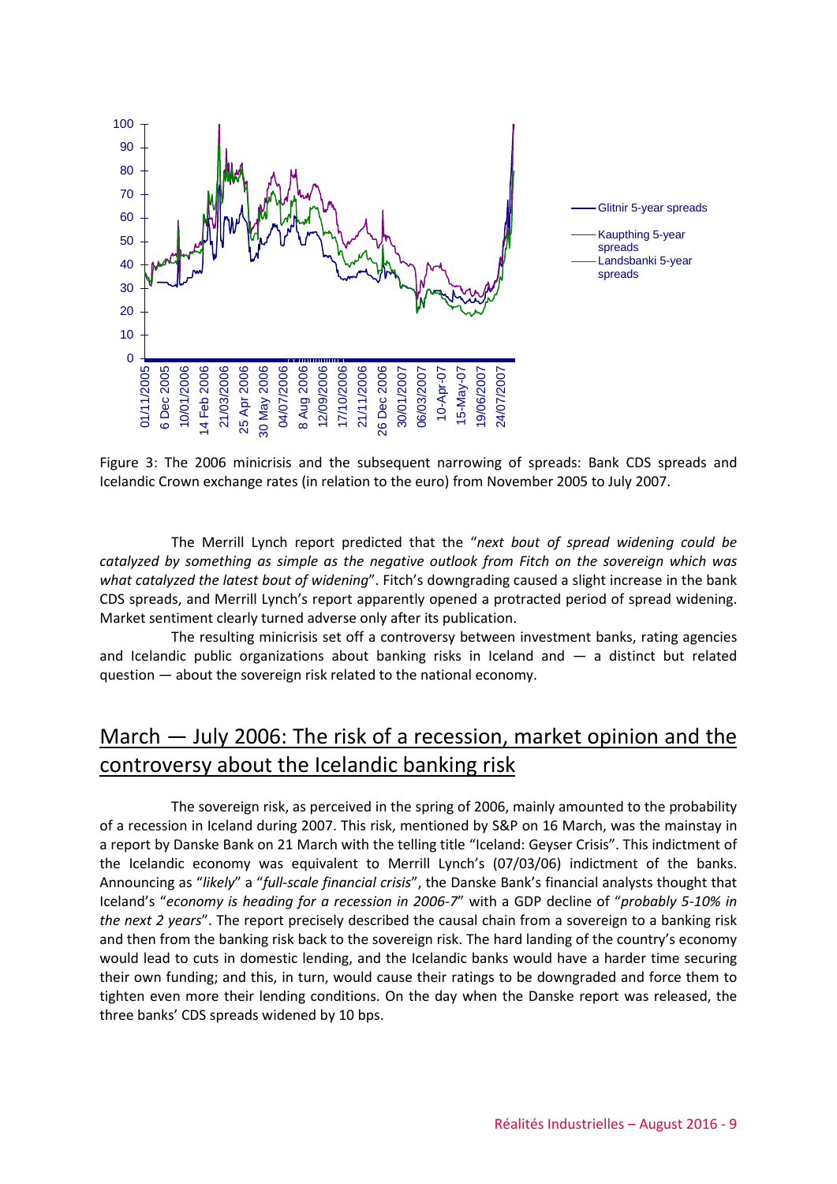Figure 3: The 2006 minicrisis and the subsequent narrowing of spreads: Bank CDS spreads and Icelandic Crown exchange rates (in relation to the euro) from November 2005 to July 2007.

The Merrill Lynch report predicted that the "*next bout of spread widening could be catalyzed by something as simple as the negative outlook from Fitch on the sovereign which was what catalyzed the latest bout of widening*". Fitch's downgrading caused a slight increase in the bank CDS spreads, and Merrill Lynch's report apparently opened a protracted period of spread widening. Market sentiment clearly turned adverse only after its publication.

The resulting minicrisis set off a controversy between investment banks, rating agencies and Icelandic public organizations about banking risks in Iceland and — a distinct but related question — about the sovereign risk related to the national economy.

## March — July 2006: The risk of a recession, market opinion and the controversy about the Icelandic banking risk

The sovereign risk, as perceived in the spring of 2006, mainly amounted to the probability of a recession in Iceland during 2007. This risk, mentioned by S&P on 16 March, was the mainstay in a report by Danske Bank on 21 March with the telling title "Iceland: Geyser Crisis". This indictment of the Icelandic economy was equivalent to Merrill Lynch's (07/03/06) indictment of the banks. Announcing as "*likely*" a "*full-scale financial crisis*", the Danske Bank's financial analysts thought that Iceland's "*economy is heading for a recession in 2006-7*" with a GDP decline of "*probably 5-10% in the next 2 years*". The report precisely described the causal chain from a sovereign to a banking risk and then from the banking risk back to the sovereign risk. The hard landing of the country's economy would lead to cuts in domestic lending, and the Icelandic banks would have a harder time securing their own funding; and this, in turn, would cause their ratings to be downgraded and force them to tighten even more their lending conditions. On the day when the Danske report was released, the three banks' CDS spreads widened by 10 bps.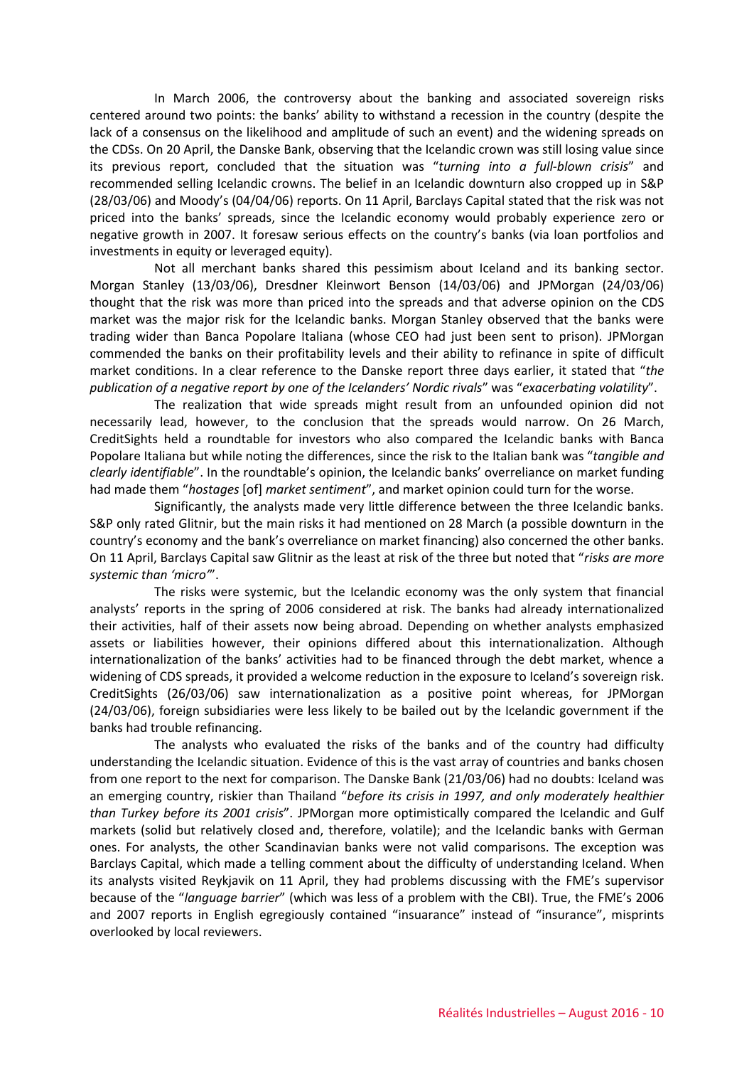In March 2006, the controversy about the banking and associated sovereign risks centered around two points: the banks' ability to withstand a recession in the country (despite the lack of a consensus on the likelihood and amplitude of such an event) and the widening spreads on the CDSs. On 20 April, the Danske Bank, observing that the Icelandic crown was still losing value since its previous report, concluded that the situation was "*turning into a full-blown crisis*" and recommended selling Icelandic crowns. The belief in an Icelandic downturn also cropped up in S&P (28/03/06) and Moody's (04/04/06) reports. On 11 April, Barclays Capital stated that the risk was not priced into the banks' spreads, since the Icelandic economy would probably experience zero or negative growth in 2007. It foresaw serious effects on the country's banks (via loan portfolios and investments in equity or leveraged equity).

Not all merchant banks shared this pessimism about Iceland and its banking sector. Morgan Stanley (13/03/06), Dresdner Kleinwort Benson (14/03/06) and JPMorgan (24/03/06) thought that the risk was more than priced into the spreads and that adverse opinion on the CDS market was the major risk for the Icelandic banks. Morgan Stanley observed that the banks were trading wider than Banca Popolare Italiana (whose CEO had just been sent to prison). JPMorgan commended the banks on their profitability levels and their ability to refinance in spite of difficult market conditions. In a clear reference to the Danske report three days earlier, it stated that "*the publication of a negative report by one of the Icelanders' Nordic rivals*" was "*exacerbating volatility*".

The realization that wide spreads might result from an unfounded opinion did not necessarily lead, however, to the conclusion that the spreads would narrow. On 26 March, CreditSights held a roundtable for investors who also compared the Icelandic banks with Banca Popolare Italiana but while noting the differences, since the risk to the Italian bank was "*tangible and clearly identifiable*". In the roundtable's opinion, the Icelandic banks' overreliance on market funding had made them "*hostages* [of] *market sentiment*", and market opinion could turn for the worse.

Significantly, the analysts made very little difference between the three Icelandic banks. S&P only rated Glitnir, but the main risks it had mentioned on 28 March (a possible downturn in the country's economy and the bank's overreliance on market financing) also concerned the other banks. On 11 April, Barclays Capital saw Glitnir as the least at risk of the three but noted that "*risks are more systemic than 'micro'*".

The risks were systemic, but the Icelandic economy was the only system that financial analysts' reports in the spring of 2006 considered at risk. The banks had already internationalized their activities, half of their assets now being abroad. Depending on whether analysts emphasized assets or liabilities however, their opinions differed about this internationalization. Although internationalization of the banks' activities had to be financed through the debt market, whence a widening of CDS spreads, it provided a welcome reduction in the exposure to Iceland's sovereign risk. CreditSights (26/03/06) saw internationalization as a positive point whereas, for JPMorgan (24/03/06), foreign subsidiaries were less likely to be bailed out by the Icelandic government if the banks had trouble refinancing.

The analysts who evaluated the risks of the banks and of the country had difficulty understanding the Icelandic situation. Evidence of this is the vast array of countries and banks chosen from one report to the next for comparison. The Danske Bank (21/03/06) had no doubts: Iceland was an emerging country, riskier than Thailand "*before its crisis in 1997, and only moderately healthier than Turkey before its 2001 crisis*". JPMorgan more optimistically compared the Icelandic and Gulf markets (solid but relatively closed and, therefore, volatile); and the Icelandic banks with German ones. For analysts, the other Scandinavian banks were not valid comparisons. The exception was Barclays Capital, which made a telling comment about the difficulty of understanding Iceland. When its analysts visited Reykjavik on 11 April, they had problems discussing with the FME's supervisor because of the "*language barrier*" (which was less of a problem with the CBI). True, the FME's 2006 and 2007 reports in English egregiously contained "insuarance" instead of "insurance", misprints overlooked by local reviewers.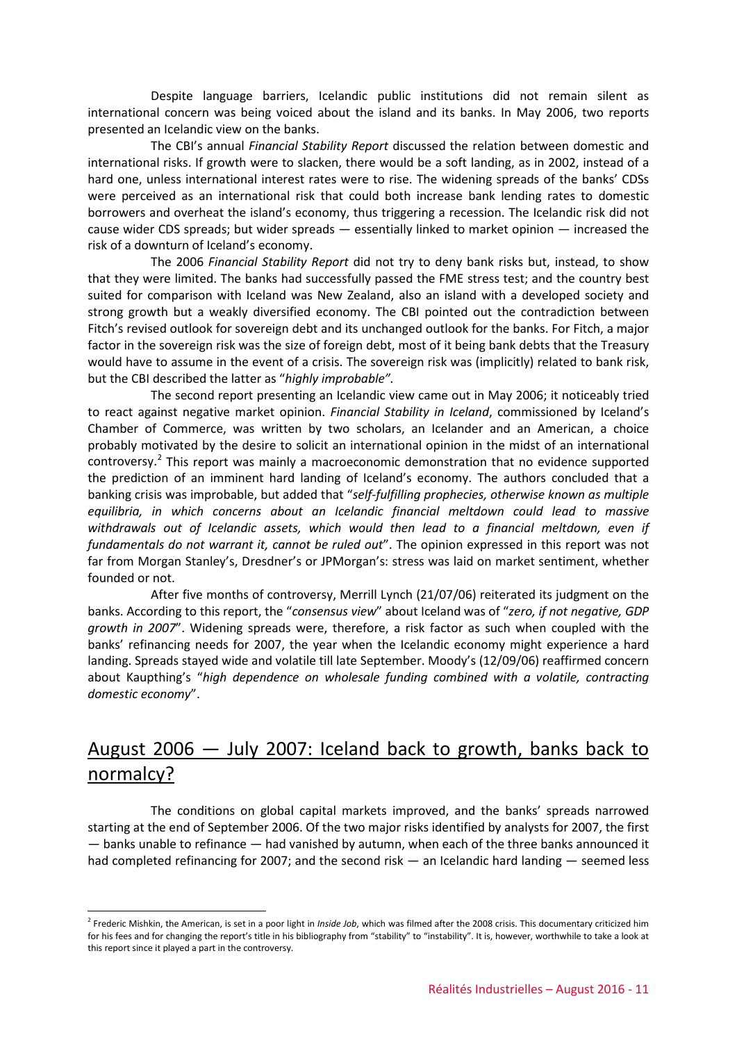Despite language barriers, Icelandic public institutions did not remain silent as international concern was being voiced about the island and its banks. In May 2006, two reports presented an Icelandic view on the banks.

The CBI's annual *Financial Stability Report* discussed the relation between domestic and international risks. If growth were to slacken, there would be a soft landing, as in 2002, instead of a hard one, unless international interest rates were to rise. The widening spreads of the banks' CDSs were perceived as an international risk that could both increase bank lending rates to domestic borrowers and overheat the island's economy, thus triggering a recession. The Icelandic risk did not cause wider CDS spreads; but wider spreads — essentially linked to market opinion — increased the risk of a downturn of Iceland's economy.

The 2006 *Financial Stability Report* did not try to deny bank risks but, instead, to show that they were limited. The banks had successfully passed the FME stress test; and the country best suited for comparison with Iceland was New Zealand, also an island with a developed society and strong growth but a weakly diversified economy. The CBI pointed out the contradiction between Fitch's revised outlook for sovereign debt and its unchanged outlook for the banks. For Fitch, a major factor in the sovereign risk was the size of foreign debt, most of it being bank debts that the Treasury would have to assume in the event of a crisis. The sovereign risk was (implicitly) related to bank risk, but the CBI described the latter as "*highly improbable"*.

The second report presenting an Icelandic view came out in May 2006; it noticeably tried to react against negative market opinion. *Financial Stability in Iceland*, commissioned by Iceland's Chamber of Commerce, was written by two scholars, an Icelander and an American, a choice probably motivated by the desire to solicit an international opinion in the midst of an international controversy.[2] This report was mainly a macroeconomic demonstration that no evidence supported the prediction of an imminent hard landing of Iceland's economy. The authors concluded that a banking crisis was improbable, but added that "*self-fulfilling prophecies, otherwise known as multiple equilibria, in which concerns about an Icelandic financial meltdown could lead to massive withdrawals out of Icelandic assets, which would then lead to a financial meltdown, even if fundamentals do not warrant it, cannot be ruled out*". The opinion expressed in this report was not far from Morgan Stanley's, Dresdner's or JPMorgan's: stress was laid on market sentiment, whether founded or not.

After five months of controversy, Merrill Lynch (21/07/06) reiterated its judgment on the banks. According to this report, the "*consensus view*" about Iceland was of "*zero, if not negative, GDP growth in 2007*". Widening spreads were, therefore, a risk factor as such when coupled with the banks' refinancing needs for 2007, the year when the Icelandic economy might experience a hard landing. Spreads stayed wide and volatile till late September. Moody's (12/09/06) reaffirmed concern about Kaupthing's "*high dependence on wholesale funding combined with a volatile, contracting domestic economy*".

## August 2006 — July 2007: Iceland back to growth, banks back to normalcy?

The conditions on global capital markets improved, and the banks' spreads narrowed starting at the end of September 2006. Of the two major risks identified by analysts for 2007, the first — banks unable to refinance — had vanished by autumn, when each of the three banks announced it had completed refinancing for 2007; and the second risk — an Icelandic hard landing — seemed less

---

[2] Frederic Mishkin, the American, is set in a poor light in *Inside Job*, which was filmed after the 2008 crisis. This documentary criticized him for his fees and for changing the report's title in his bibliography from "stability" to "instability". It is, however, worthwhile to take a look at this report since it played a part in the controversy.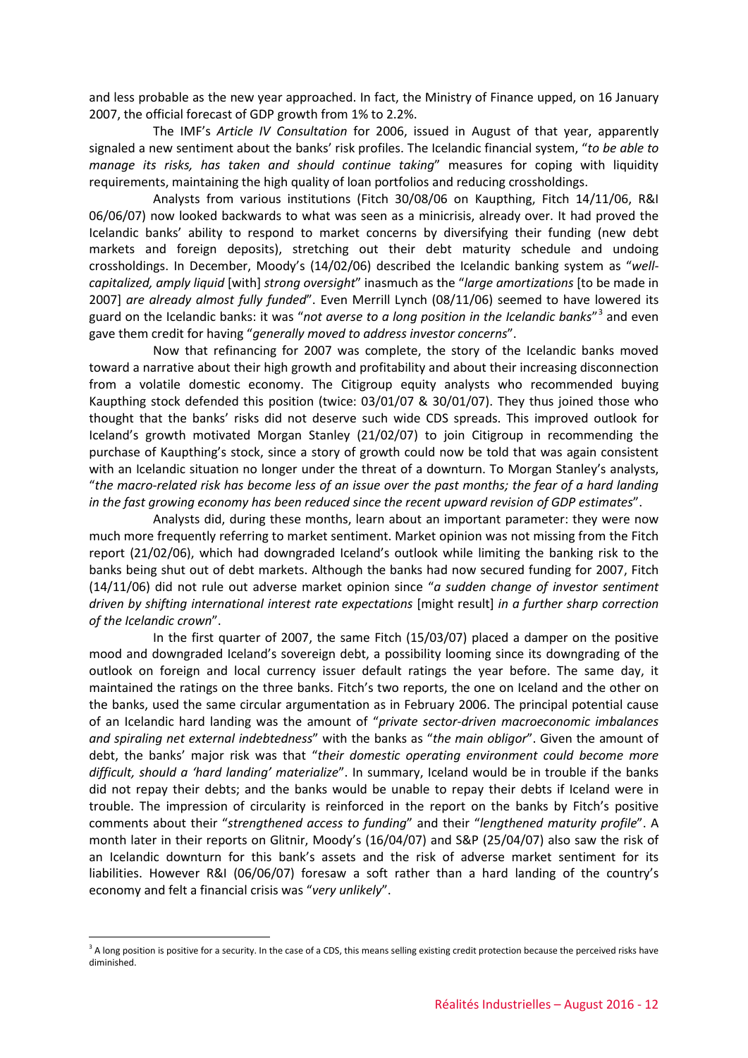and less probable as the new year approached. In fact, the Ministry of Finance upped, on 16 January 2007, the official forecast of GDP growth from 1% to 2.2%.

The IMF's *Article IV Consultation* for 2006, issued in August of that year, apparently signaled a new sentiment about the banks' risk profiles. The Icelandic financial system, "*to be able to manage its risks, has taken and should continue taking*" measures for coping with liquidity requirements, maintaining the high quality of loan portfolios and reducing crossholdings.

Analysts from various institutions (Fitch 30/08/06 on Kaupthing, Fitch 14/11/06, R&I 06/06/07) now looked backwards to what was seen as a minicrisis, already over. It had proved the Icelandic banks' ability to respond to market concerns by diversifying their funding (new debt markets and foreign deposits), stretching out their debt maturity schedule and undoing crossholdings. In December, Moody's (14/02/06) described the Icelandic banking system as "*well-capitalized, amply liquid* [with] *strong oversight*" inasmuch as the "*large amortizations* [to be made in 2007] *are already almost fully funded*". Even Merrill Lynch (08/11/06) seemed to have lowered its guard on the Icelandic banks: it was "*not averse to a long position in the Icelandic banks*"[3] and even gave them credit for having "*generally moved to address investor concerns*".

Now that refinancing for 2007 was complete, the story of the Icelandic banks moved toward a narrative about their high growth and profitability and about their increasing disconnection from a volatile domestic economy. The Citigroup equity analysts who recommended buying Kaupthing stock defended this position (twice: 03/01/07 & 30/01/07). They thus joined those who thought that the banks' risks did not deserve such wide CDS spreads. This improved outlook for Iceland's growth motivated Morgan Stanley (21/02/07) to join Citigroup in recommending the purchase of Kaupthing's stock, since a story of growth could now be told that was again consistent with an Icelandic situation no longer under the threat of a downturn. To Morgan Stanley's analysts, "*the macro-related risk has become less of an issue over the past months; the fear of a hard landing in the fast growing economy has been reduced since the recent upward revision of GDP estimates*".

Analysts did, during these months, learn about an important parameter: they were now much more frequently referring to market sentiment. Market opinion was not missing from the Fitch report (21/02/06), which had downgraded Iceland's outlook while limiting the banking risk to the banks being shut out of debt markets. Although the banks had now secured funding for 2007, Fitch (14/11/06) did not rule out adverse market opinion since "*a sudden change of investor sentiment driven by shifting international interest rate expectations* [might result] *in a further sharp correction of the Icelandic crown*".

In the first quarter of 2007, the same Fitch (15/03/07) placed a damper on the positive mood and downgraded Iceland's sovereign debt, a possibility looming since its downgrading of the outlook on foreign and local currency issuer default ratings the year before. The same day, it maintained the ratings on the three banks. Fitch's two reports, the one on Iceland and the other on the banks, used the same circular argumentation as in February 2006. The principal potential cause of an Icelandic hard landing was the amount of "*private sector-driven macroeconomic imbalances and spiraling net external indebtedness*" with the banks as "*the main obligor*". Given the amount of debt, the banks' major risk was that "*their domestic operating environment could become more difficult, should a 'hard landing' materialize*". In summary, Iceland would be in trouble if the banks did not repay their debts; and the banks would be unable to repay their debts if Iceland were in trouble. The impression of circularity is reinforced in the report on the banks by Fitch's positive comments about their "*strengthened access to funding*" and their "*lengthened maturity profile*". A month later in their reports on Glitnir, Moody's (16/04/07) and S&P (25/04/07) also saw the risk of an Icelandic downturn for this bank's assets and the risk of adverse market sentiment for its liabilities. However R&I (06/06/07) foresaw a soft rather than a hard landing of the country's economy and felt a financial crisis was "*very unlikely*".

---

[3] A long position is positive for a security. In the case of a CDS, this means selling existing credit protection because the perceived risks have diminished.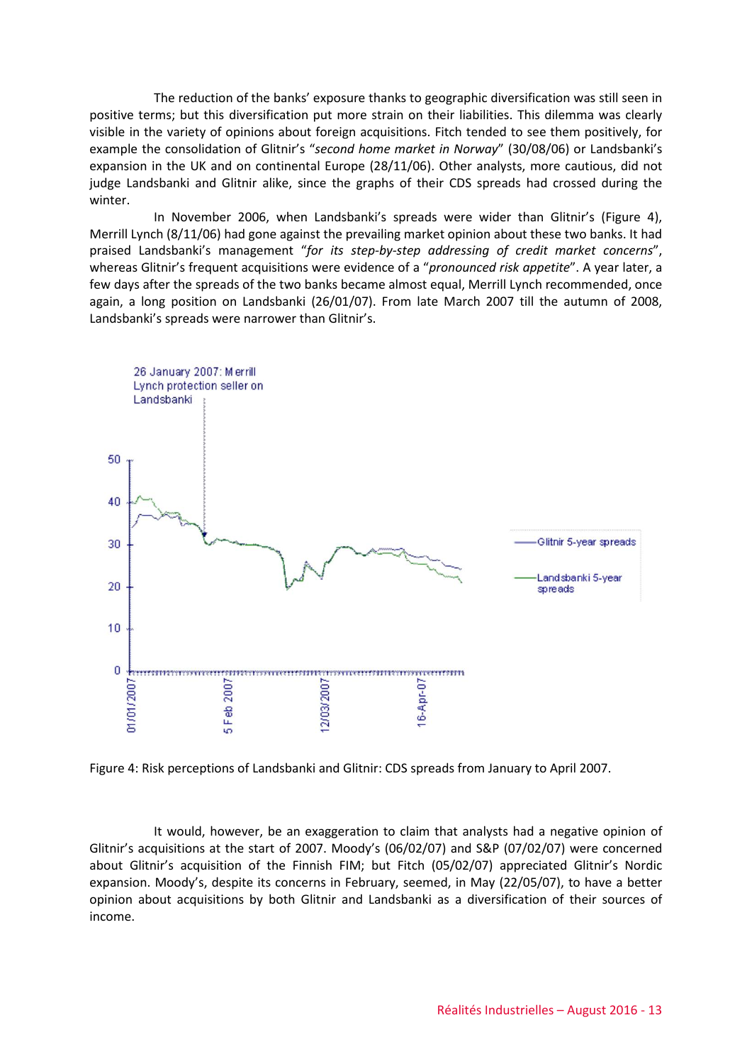The reduction of the banks' exposure thanks to geographic diversification was still seen in positive terms; but this diversification put more strain on their liabilities. This dilemma was clearly visible in the variety of opinions about foreign acquisitions. Fitch tended to see them positively, for example the consolidation of Glitnir's "*second home market in Norway*" (30/08/06) or Landsbanki's expansion in the UK and on continental Europe (28/11/06). Other analysts, more cautious, did not judge Landsbanki and Glitnir alike, since the graphs of their CDS spreads had crossed during the winter.

In November 2006, when Landsbanki's spreads were wider than Glitnir's (Figure 4), Merrill Lynch (8/11/06) had gone against the prevailing market opinion about these two banks. It had praised Landsbanki's management "*for its step-by-step addressing of credit market concerns*", whereas Glitnir's frequent acquisitions were evidence of a "*pronounced risk appetite*". A year later, a few days after the spreads of the two banks became almost equal, Merrill Lynch recommended, once again, a long position on Landsbanki (26/01/07). From late March 2007 till the autumn of 2008, Landsbanki's spreads were narrower than Glitnir's.

Figure 4: Risk perceptions of Landsbanki and Glitnir: CDS spreads from January to April 2007.

It would, however, be an exaggeration to claim that analysts had a negative opinion of Glitnir's acquisitions at the start of 2007. Moody's (06/02/07) and S&P (07/02/07) were concerned about Glitnir's acquisition of the Finnish FIM; but Fitch (05/02/07) appreciated Glitnir's Nordic expansion. Moody's, despite its concerns in February, seemed, in May (22/05/07), to have a better opinion about acquisitions by both Glitnir and Landsbanki as a diversification of their sources of income.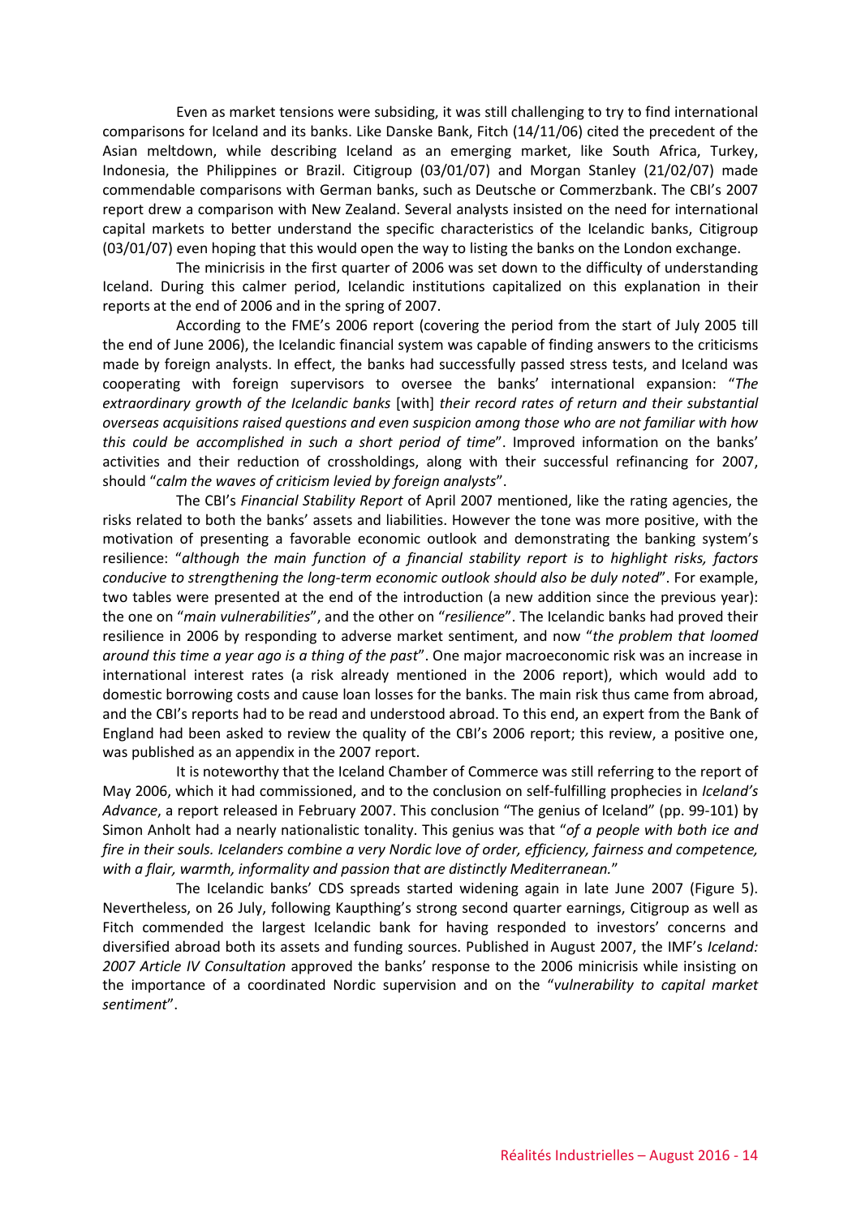Even as market tensions were subsiding, it was still challenging to try to find international comparisons for Iceland and its banks. Like Danske Bank, Fitch (14/11/06) cited the precedent of the Asian meltdown, while describing Iceland as an emerging market, like South Africa, Turkey, Indonesia, the Philippines or Brazil. Citigroup (03/01/07) and Morgan Stanley (21/02/07) made commendable comparisons with German banks, such as Deutsche or Commerzbank. The CBI's 2007 report drew a comparison with New Zealand. Several analysts insisted on the need for international capital markets to better understand the specific characteristics of the Icelandic banks, Citigroup (03/01/07) even hoping that this would open the way to listing the banks on the London exchange.

The minicrisis in the first quarter of 2006 was set down to the difficulty of understanding Iceland. During this calmer period, Icelandic institutions capitalized on this explanation in their reports at the end of 2006 and in the spring of 2007.

According to the FME's 2006 report (covering the period from the start of July 2005 till the end of June 2006), the Icelandic financial system was capable of finding answers to the criticisms made by foreign analysts. In effect, the banks had successfully passed stress tests, and Iceland was cooperating with foreign supervisors to oversee the banks' international expansion: "*The extraordinary growth of the Icelandic banks* [with] *their record rates of return and their substantial overseas acquisitions raised questions and even suspicion among those who are not familiar with how this could be accomplished in such a short period of time*". Improved information on the banks' activities and their reduction of crossholdings, along with their successful refinancing for 2007, should "*calm the waves of criticism levied by foreign analysts*".

The CBI's *Financial Stability Report* of April 2007 mentioned, like the rating agencies, the risks related to both the banks' assets and liabilities. However the tone was more positive, with the motivation of presenting a favorable economic outlook and demonstrating the banking system's resilience: "*although the main function of a financial stability report is to highlight risks, factors conducive to strengthening the long-term economic outlook should also be duly noted*". For example, two tables were presented at the end of the introduction (a new addition since the previous year): the one on "*main vulnerabilities*", and the other on "*resilience*". The Icelandic banks had proved their resilience in 2006 by responding to adverse market sentiment, and now "*the problem that loomed around this time a year ago is a thing of the past*". One major macroeconomic risk was an increase in international interest rates (a risk already mentioned in the 2006 report), which would add to domestic borrowing costs and cause loan losses for the banks. The main risk thus came from abroad, and the CBI's reports had to be read and understood abroad. To this end, an expert from the Bank of England had been asked to review the quality of the CBI's 2006 report; this review, a positive one, was published as an appendix in the 2007 report.

It is noteworthy that the Iceland Chamber of Commerce was still referring to the report of May 2006, which it had commissioned, and to the conclusion on self-fulfilling prophecies in *Iceland's Advance*, a report released in February 2007. This conclusion "The genius of Iceland" (pp. 99-101) by Simon Anholt had a nearly nationalistic tonality. This genius was that "*of a people with both ice and fire in their souls. Icelanders combine a very Nordic love of order, efficiency, fairness and competence, with a flair, warmth, informality and passion that are distinctly Mediterranean.*"

The Icelandic banks' CDS spreads started widening again in late June 2007 (Figure 5). Nevertheless, on 26 July, following Kaupthing's strong second quarter earnings, Citigroup as well as Fitch commended the largest Icelandic bank for having responded to investors' concerns and diversified abroad both its assets and funding sources. Published in August 2007, the IMF's *Iceland: 2007 Article IV Consultation* approved the banks' response to the 2006 minicrisis while insisting on the importance of a coordinated Nordic supervision and on the "*vulnerability to capital market sentiment*".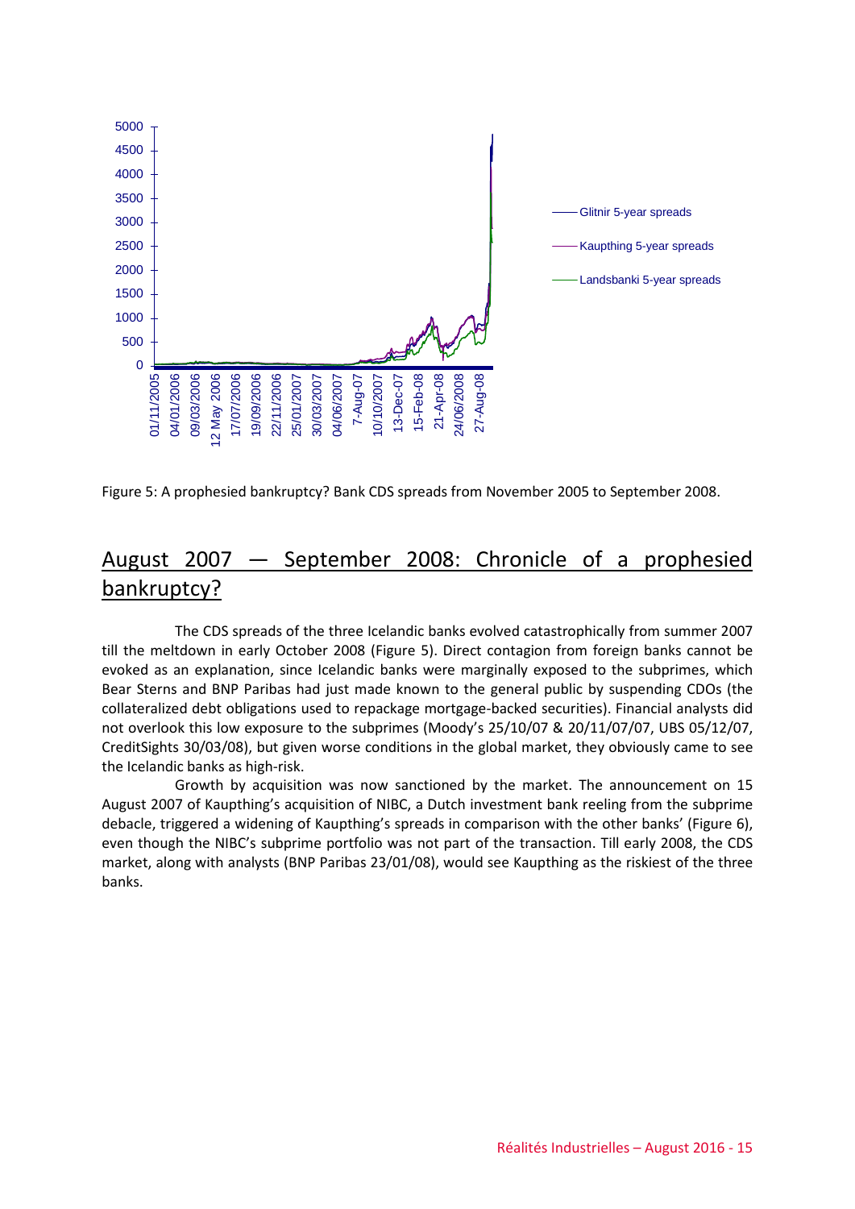Figure 5: A prophesied bankruptcy? Bank CDS spreads from November 2005 to September 2008.

## August 2007 — September 2008: Chronicle of a prophesied bankruptcy?

The CDS spreads of the three Icelandic banks evolved catastrophically from summer 2007 till the meltdown in early October 2008 (Figure 5). Direct contagion from foreign banks cannot be evoked as an explanation, since Icelandic banks were marginally exposed to the subprimes, which Bear Sterns and BNP Paribas had just made known to the general public by suspending CDOs (the collateralized debt obligations used to repackage mortgage-backed securities). Financial analysts did not overlook this low exposure to the subprimes (Moody's 25/10/07 & 20/11/07/07, UBS 05/12/07, CreditSights 30/03/08), but given worse conditions in the global market, they obviously came to see the Icelandic banks as high-risk.

Growth by acquisition was now sanctioned by the market. The announcement on 15 August 2007 of Kaupthing's acquisition of NIBC, a Dutch investment bank reeling from the subprime debacle, triggered a widening of Kaupthing's spreads in comparison with the other banks' (Figure 6), even though the NIBC's subprime portfolio was not part of the transaction. Till early 2008, the CDS market, along with analysts (BNP Paribas 23/01/08), would see Kaupthing as the riskiest of the three banks.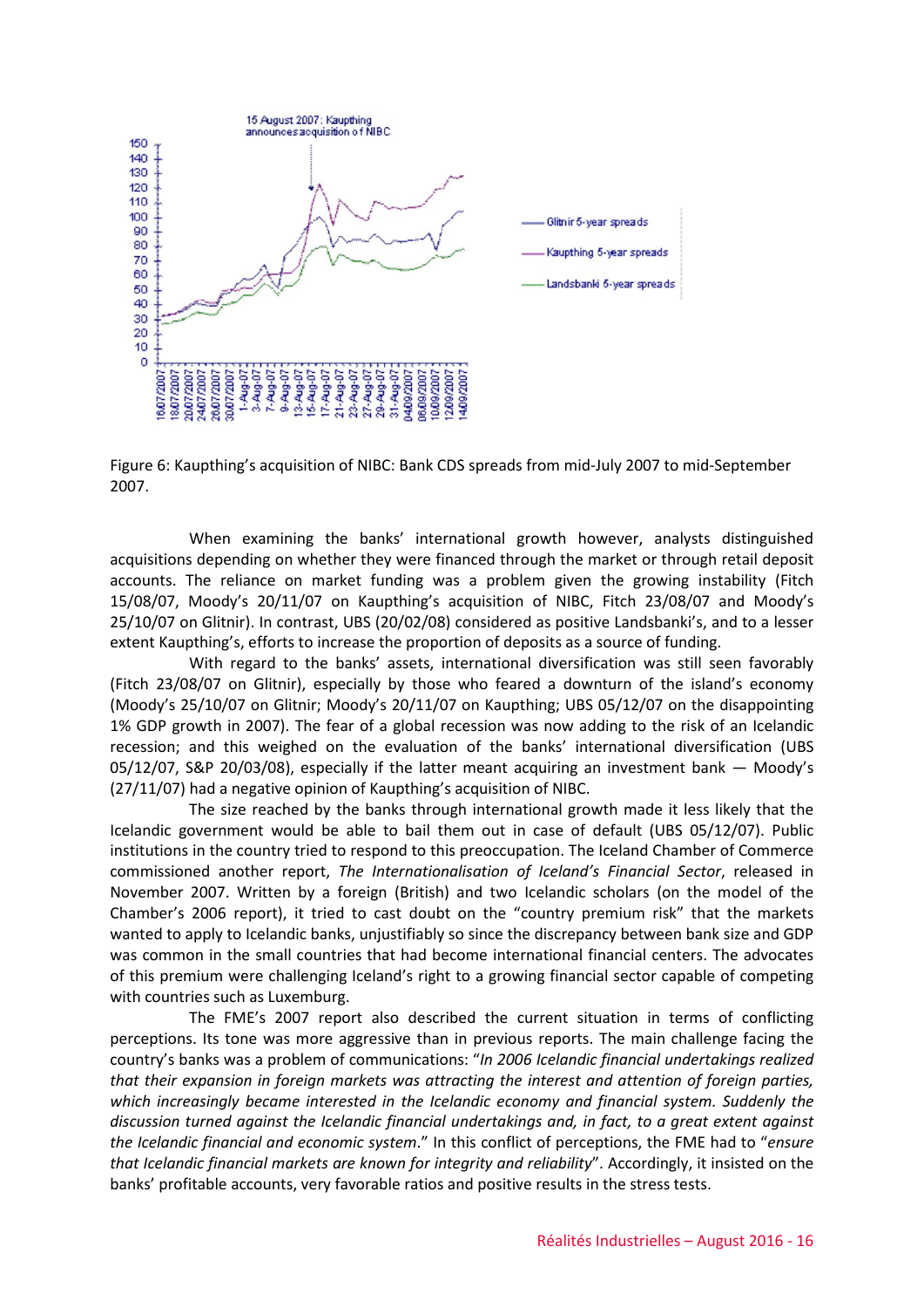Figure 6: Kaupthing's acquisition of NIBC: Bank CDS spreads from mid-July 2007 to mid-September 2007.

When examining the banks' international growth however, analysts distinguished acquisitions depending on whether they were financed through the market or through retail deposit accounts. The reliance on market funding was a problem given the growing instability (Fitch 15/08/07, Moody's 20/11/07 on Kaupthing's acquisition of NIBC, Fitch 23/08/07 and Moody's 25/10/07 on Glitnir). In contrast, UBS (20/02/08) considered as positive Landsbanki's, and to a lesser extent Kaupthing's, efforts to increase the proportion of deposits as a source of funding.

With regard to the banks' assets, international diversification was still seen favorably (Fitch 23/08/07 on Glitnir), especially by those who feared a downturn of the island's economy (Moody's 25/10/07 on Glitnir; Moody's 20/11/07 on Kaupthing; UBS 05/12/07 on the disappointing 1% GDP growth in 2007). The fear of a global recession was now adding to the risk of an Icelandic recession; and this weighed on the evaluation of the banks' international diversification (UBS 05/12/07, S&P 20/03/08), especially if the latter meant acquiring an investment bank — Moody's (27/11/07) had a negative opinion of Kaupthing's acquisition of NIBC.

The size reached by the banks through international growth made it less likely that the Icelandic government would be able to bail them out in case of default (UBS 05/12/07). Public institutions in the country tried to respond to this preoccupation. The Iceland Chamber of Commerce commissioned another report, *The Internationalisation of Iceland's Financial Sector*, released in November 2007. Written by a foreign (British) and two Icelandic scholars (on the model of the Chamber's 2006 report), it tried to cast doubt on the "country premium risk" that the markets wanted to apply to Icelandic banks, unjustifiably so since the discrepancy between bank size and GDP was common in the small countries that had become international financial centers. The advocates of this premium were challenging Iceland's right to a growing financial sector capable of competing with countries such as Luxemburg.

The FME's 2007 report also described the current situation in terms of conflicting perceptions. Its tone was more aggressive than in previous reports. The main challenge facing the country's banks was a problem of communications: "*In 2006 Icelandic financial undertakings realized that their expansion in foreign markets was attracting the interest and attention of foreign parties, which increasingly became interested in the Icelandic economy and financial system. Suddenly the discussion turned against the Icelandic financial undertakings and, in fact, to a great extent against the Icelandic financial and economic system*." In this conflict of perceptions, the FME had to "*ensure that Icelandic financial markets are known for integrity and reliability*". Accordingly, it insisted on the banks' profitable accounts, very favorable ratios and positive results in the stress tests.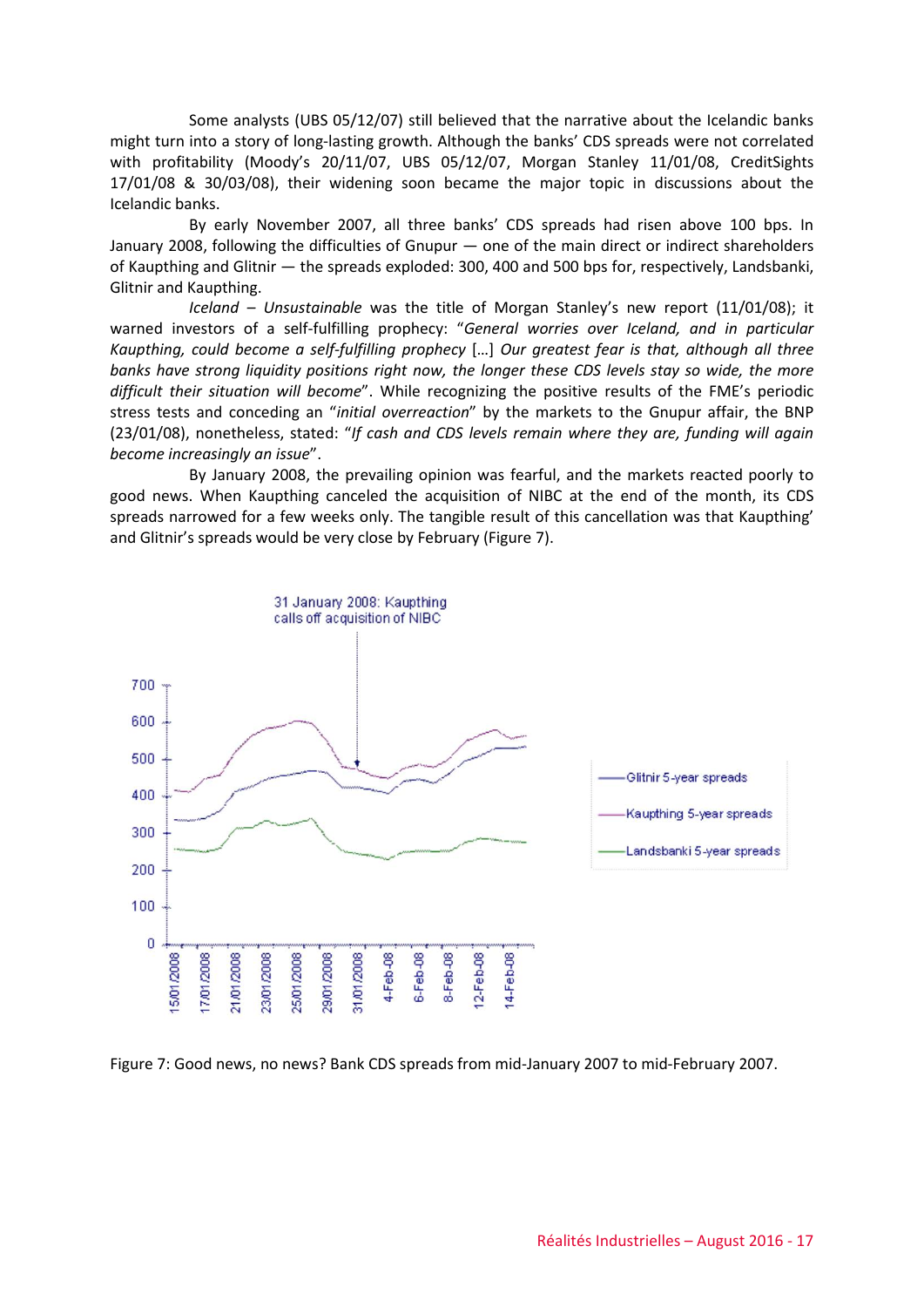Some analysts (UBS 05/12/07) still believed that the narrative about the Icelandic banks might turn into a story of long-lasting growth. Although the banks' CDS spreads were not correlated with profitability (Moody's 20/11/07, UBS 05/12/07, Morgan Stanley 11/01/08, CreditSights 17/01/08 & 30/03/08), their widening soon became the major topic in discussions about the Icelandic banks.

By early November 2007, all three banks' CDS spreads had risen above 100 bps. In January 2008, following the difficulties of Gnupur — one of the main direct or indirect shareholders of Kaupthing and Glitnir — the spreads exploded: 300, 400 and 500 bps for, respectively, Landsbanki, Glitnir and Kaupthing.

*Iceland – Unsustainable* was the title of Morgan Stanley's new report (11/01/08); it warned investors of a self-fulfilling prophecy: "*General worries over Iceland, and in particular Kaupthing, could become a self-fulfilling prophecy* [...] *Our greatest fear is that, although all three banks have strong liquidity positions right now, the longer these CDS levels stay so wide, the more difficult their situation will become*". While recognizing the positive results of the FME's periodic stress tests and conceding an "*initial overreaction*" by the markets to the Gnupur affair, the BNP (23/01/08), nonetheless, stated: "*If cash and CDS levels remain where they are, funding will again become increasingly an issue*".

By January 2008, the prevailing opinion was fearful, and the markets reacted poorly to good news. When Kaupthing canceled the acquisition of NIBC at the end of the month, its CDS spreads narrowed for a few weeks only. The tangible result of this cancellation was that Kaupthing' and Glitnir's spreads would be very close by February (Figure 7).

Figure 7: Good news, no news? Bank CDS spreads from mid-January 2007 to mid-February 2007.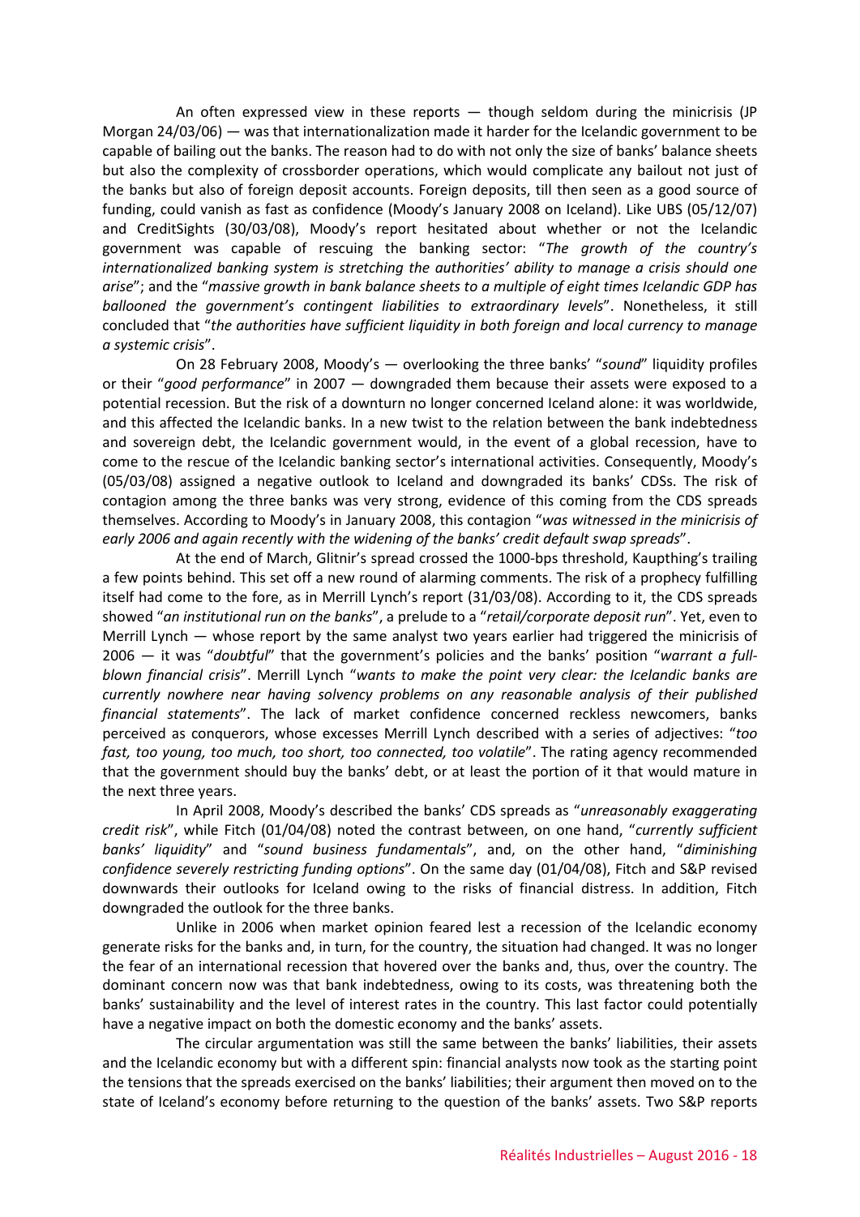An often expressed view in these reports — though seldom during the minicrisis (JP Morgan 24/03/06) — was that internationalization made it harder for the Icelandic government to be capable of bailing out the banks. The reason had to do with not only the size of banks' balance sheets but also the complexity of crossborder operations, which would complicate any bailout not just of the banks but also of foreign deposit accounts. Foreign deposits, till then seen as a good source of funding, could vanish as fast as confidence (Moody's January 2008 on Iceland). Like UBS (05/12/07) and CreditSights (30/03/08), Moody's report hesitated about whether or not the Icelandic government was capable of rescuing the banking sector: "*The growth of the country's internationalized banking system is stretching the authorities' ability to manage a crisis should one arise*"; and the "*massive growth in bank balance sheets to a multiple of eight times Icelandic GDP has ballooned the government's contingent liabilities to extraordinary levels*". Nonetheless, it still concluded that "*the authorities have sufficient liquidity in both foreign and local currency to manage a systemic crisis*".

On 28 February 2008, Moody's — overlooking the three banks' "*sound*" liquidity profiles or their "*good performance*" in 2007 — downgraded them because their assets were exposed to a potential recession. But the risk of a downturn no longer concerned Iceland alone: it was worldwide, and this affected the Icelandic banks. In a new twist to the relation between the bank indebtedness and sovereign debt, the Icelandic government would, in the event of a global recession, have to come to the rescue of the Icelandic banking sector's international activities. Consequently, Moody's (05/03/08) assigned a negative outlook to Iceland and downgraded its banks' CDSs. The risk of contagion among the three banks was very strong, evidence of this coming from the CDS spreads themselves. According to Moody's in January 2008, this contagion "*was witnessed in the minicrisis of early 2006 and again recently with the widening of the banks' credit default swap spreads*".

At the end of March, Glitnir's spread crossed the 1000-bps threshold, Kaupthing's trailing a few points behind. This set off a new round of alarming comments. The risk of a prophecy fulfilling itself had come to the fore, as in Merrill Lynch's report (31/03/08). According to it, the CDS spreads showed "*an institutional run on the banks*", a prelude to a "*retail/corporate deposit run*". Yet, even to Merrill Lynch — whose report by the same analyst two years earlier had triggered the minicrisis of 2006 — it was "*doubtful*" that the government's policies and the banks' position "*warrant a full-blown financial crisis*". Merrill Lynch "*wants to make the point very clear: the Icelandic banks are currently nowhere near having solvency problems on any reasonable analysis of their published financial statements*". The lack of market confidence concerned reckless newcomers, banks perceived as conquerors, whose excesses Merrill Lynch described with a series of adjectives: "*too fast, too young, too much, too short, too connected, too volatile*". The rating agency recommended that the government should buy the banks' debt, or at least the portion of it that would mature in the next three years.

In April 2008, Moody's described the banks' CDS spreads as "*unreasonably exaggerating credit risk*", while Fitch (01/04/08) noted the contrast between, on one hand, "*currently sufficient banks' liquidity*" and "*sound business fundamentals*", and, on the other hand, "*diminishing confidence severely restricting funding options*". On the same day (01/04/08), Fitch and S&P revised downwards their outlooks for Iceland owing to the risks of financial distress. In addition, Fitch downgraded the outlook for the three banks.

Unlike in 2006 when market opinion feared lest a recession of the Icelandic economy generate risks for the banks and, in turn, for the country, the situation had changed. It was no longer the fear of an international recession that hovered over the banks and, thus, over the country. The dominant concern now was that bank indebtedness, owing to its costs, was threatening both the banks' sustainability and the level of interest rates in the country. This last factor could potentially have a negative impact on both the domestic economy and the banks' assets.

The circular argumentation was still the same between the banks' liabilities, their assets and the Icelandic economy but with a different spin: financial analysts now took as the starting point the tensions that the spreads exercised on the banks' liabilities; their argument then moved on to the state of Iceland's economy before returning to the question of the banks' assets. Two S&P reports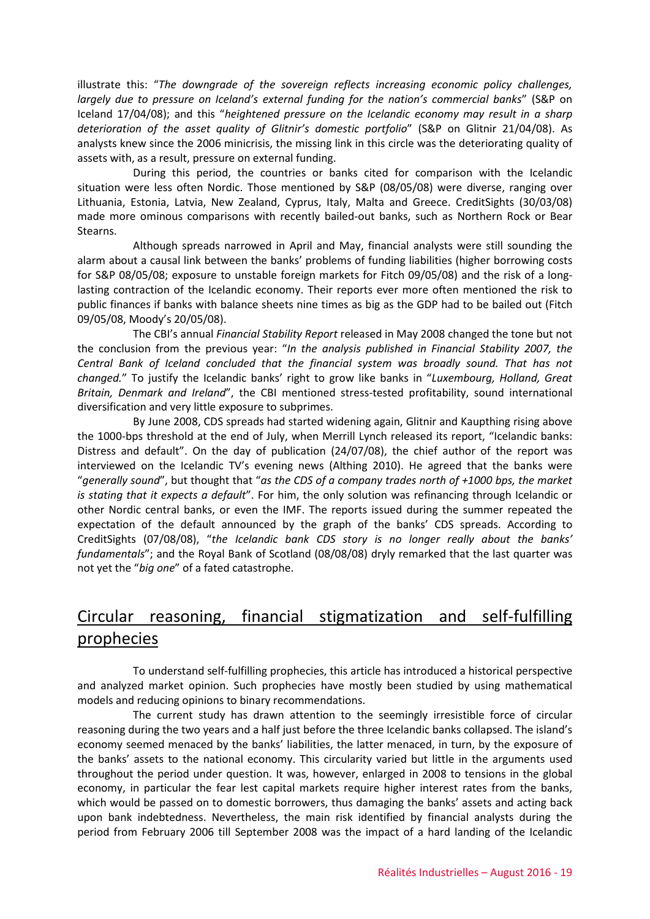illustrate this: "*The downgrade of the sovereign reflects increasing economic policy challenges, largely due to pressure on Iceland's external funding for the nation's commercial banks*" (S&P on Iceland 17/04/08); and this "*heightened pressure on the Icelandic economy may result in a sharp deterioration of the asset quality of Glitnir's domestic portfolio*" (S&P on Glitnir 21/04/08). As analysts knew since the 2006 minicrisis, the missing link in this circle was the deteriorating quality of assets with, as a result, pressure on external funding.

During this period, the countries or banks cited for comparison with the Icelandic situation were less often Nordic. Those mentioned by S&P (08/05/08) were diverse, ranging over Lithuania, Estonia, Latvia, New Zealand, Cyprus, Italy, Malta and Greece. CreditSights (30/03/08) made more ominous comparisons with recently bailed-out banks, such as Northern Rock or Bear Stearns.

Although spreads narrowed in April and May, financial analysts were still sounding the alarm about a causal link between the banks' problems of funding liabilities (higher borrowing costs for S&P 08/05/08; exposure to unstable foreign markets for Fitch 09/05/08) and the risk of a long-lasting contraction of the Icelandic economy. Their reports ever more often mentioned the risk to public finances if banks with balance sheets nine times as big as the GDP had to be bailed out (Fitch 09/05/08, Moody's 20/05/08).

The CBI's annual *Financial Stability Report* released in May 2008 changed the tone but not the conclusion from the previous year: "*In the analysis published in Financial Stability 2007, the Central Bank of Iceland concluded that the financial system was broadly sound. That has not changed.*" To justify the Icelandic banks' right to grow like banks in "*Luxembourg, Holland, Great Britain, Denmark and Ireland*", the CBI mentioned stress-tested profitability, sound international diversification and very little exposure to subprimes.

By June 2008, CDS spreads had started widening again, Glitnir and Kaupthing rising above the 1000-bps threshold at the end of July, when Merrill Lynch released its report, "Icelandic banks: Distress and default". On the day of publication (24/07/08), the chief author of the report was interviewed on the Icelandic TV's evening news (Althing 2010). He agreed that the banks were "*generally sound*", but thought that "*as the CDS of a company trades north of +1000 bps, the market is stating that it expects a default*". For him, the only solution was refinancing through Icelandic or other Nordic central banks, or even the IMF. The reports issued during the summer repeated the expectation of the default announced by the graph of the banks' CDS spreads. According to CreditSights (07/08/08), "*the Icelandic bank CDS story is no longer really about the banks' fundamentals*"; and the Royal Bank of Scotland (08/08/08) dryly remarked that the last quarter was not yet the "*big one*" of a fated catastrophe.

## Circular reasoning, financial stigmatization and self-fulfilling prophecies

To understand self-fulfilling prophecies, this article has introduced a historical perspective and analyzed market opinion. Such prophecies have mostly been studied by using mathematical models and reducing opinions to binary recommendations.

The current study has drawn attention to the seemingly irresistible force of circular reasoning during the two years and a half just before the three Icelandic banks collapsed. The island's economy seemed menaced by the banks' liabilities, the latter menaced, in turn, by the exposure of the banks' assets to the national economy. This circularity varied but little in the arguments used throughout the period under question. It was, however, enlarged in 2008 to tensions in the global economy, in particular the fear lest capital markets require higher interest rates from the banks, which would be passed on to domestic borrowers, thus damaging the banks' assets and acting back upon bank indebtedness. Nevertheless, the main risk identified by financial analysts during the period from February 2006 till September 2008 was the impact of a hard landing of the Icelandic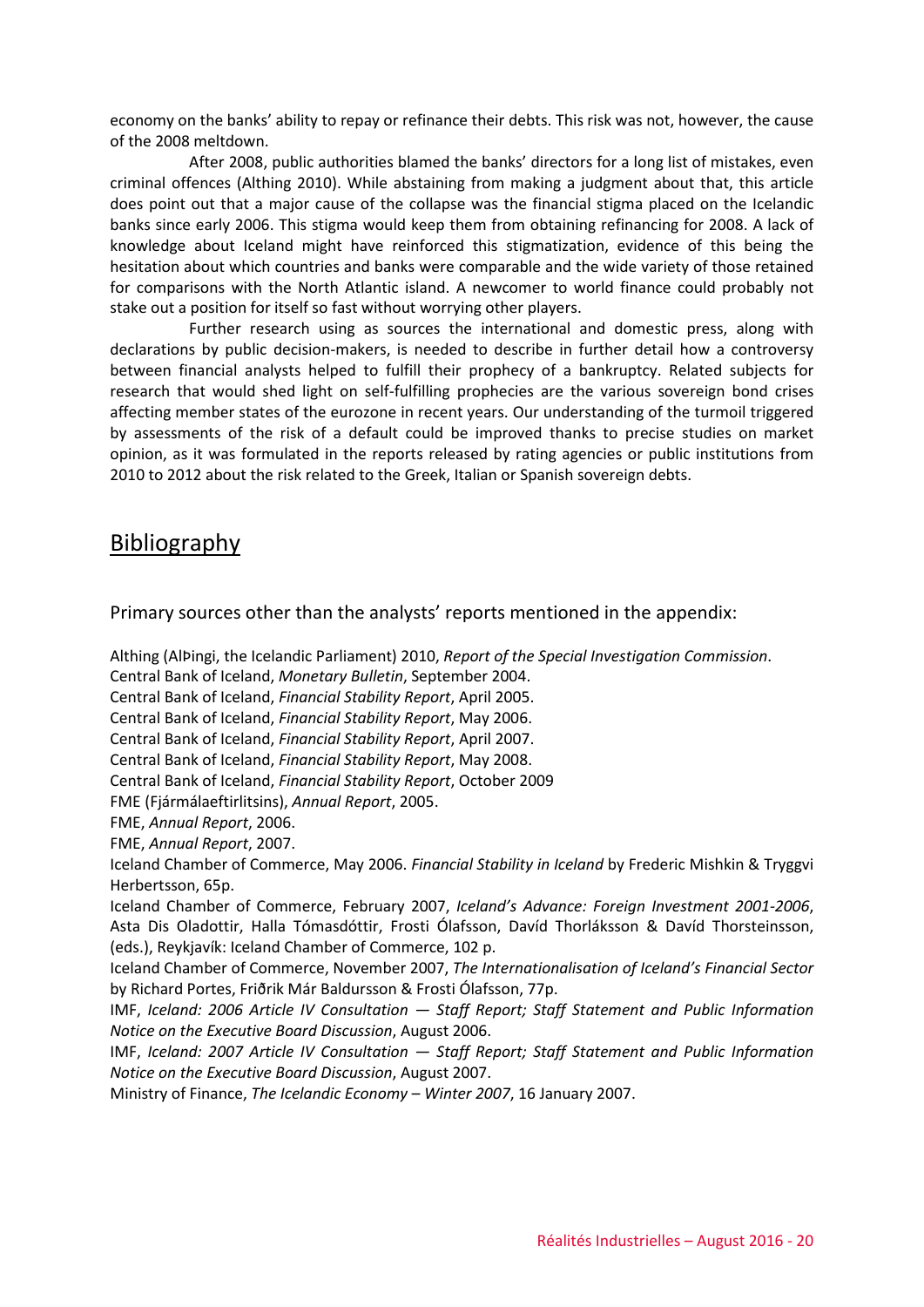economy on the banks' ability to repay or refinance their debts. This risk was not, however, the cause of the 2008 meltdown.

After 2008, public authorities blamed the banks' directors for a long list of mistakes, even criminal offences (Althing 2010). While abstaining from making a judgment about that, this article does point out that a major cause of the collapse was the financial stigma placed on the Icelandic banks since early 2006. This stigma would keep them from obtaining refinancing for 2008. A lack of knowledge about Iceland might have reinforced this stigmatization, evidence of this being the hesitation about which countries and banks were comparable and the wide variety of those retained for comparisons with the North Atlantic island. A newcomer to world finance could probably not stake out a position for itself so fast without worrying other players.

Further research using as sources the international and domestic press, along with declarations by public decision-makers, is needed to describe in further detail how a controversy between financial analysts helped to fulfill their prophecy of a bankruptcy. Related subjects for research that would shed light on self-fulfilling prophecies are the various sovereign bond crises affecting member states of the eurozone in recent years. Our understanding of the turmoil triggered by assessments of the risk of a default could be improved thanks to precise studies on market opinion, as it was formulated in the reports released by rating agencies or public institutions from 2010 to 2012 about the risk related to the Greek, Italian or Spanish sovereign debts.

## Bibliography

### Primary sources other than the analysts' reports mentioned in the appendix:

Althing (AlÞingi, the Icelandic Parliament) 2010, *Report of the Special Investigation Commission*.
Central Bank of Iceland, *Monetary Bulletin*, September 2004.
Central Bank of Iceland, *Financial Stability Report*, April 2005.
Central Bank of Iceland, *Financial Stability Report*, May 2006.
Central Bank of Iceland, *Financial Stability Report*, April 2007.
Central Bank of Iceland, *Financial Stability Report*, May 2008.
Central Bank of Iceland, *Financial Stability Report*, October 2009
FME (Fjármálaeftirlitsins), *Annual Report*, 2005.
FME, *Annual Report*, 2006.
FME, *Annual Report*, 2007.
Iceland Chamber of Commerce, May 2006. *Financial Stability in Iceland* by Frederic Mishkin & Tryggvi Herbertsson, 65p.
Iceland Chamber of Commerce, February 2007, *Iceland's Advance: Foreign Investment 2001-2006*, Asta Dis Oladottir, Halla Tómasdóttir, Frosti Ólafsson, Davíd Thorláksson & Davíd Thorsteinsson, (eds.), Reykjavík: Iceland Chamber of Commerce, 102 p.
Iceland Chamber of Commerce, November 2007, *The Internationalisation of Iceland's Financial Sector* by Richard Portes, Friðrik Már Baldursson & Frosti Ólafsson, 77p.
IMF, *Iceland: 2006 Article IV Consultation — Staff Report; Staff Statement and Public Information Notice on the Executive Board Discussion*, August 2006.
IMF, *Iceland: 2007 Article IV Consultation — Staff Report; Staff Statement and Public Information Notice on the Executive Board Discussion*, August 2007.
Ministry of Finance, *The Icelandic Economy – Winter 2007*, 16 January 2007.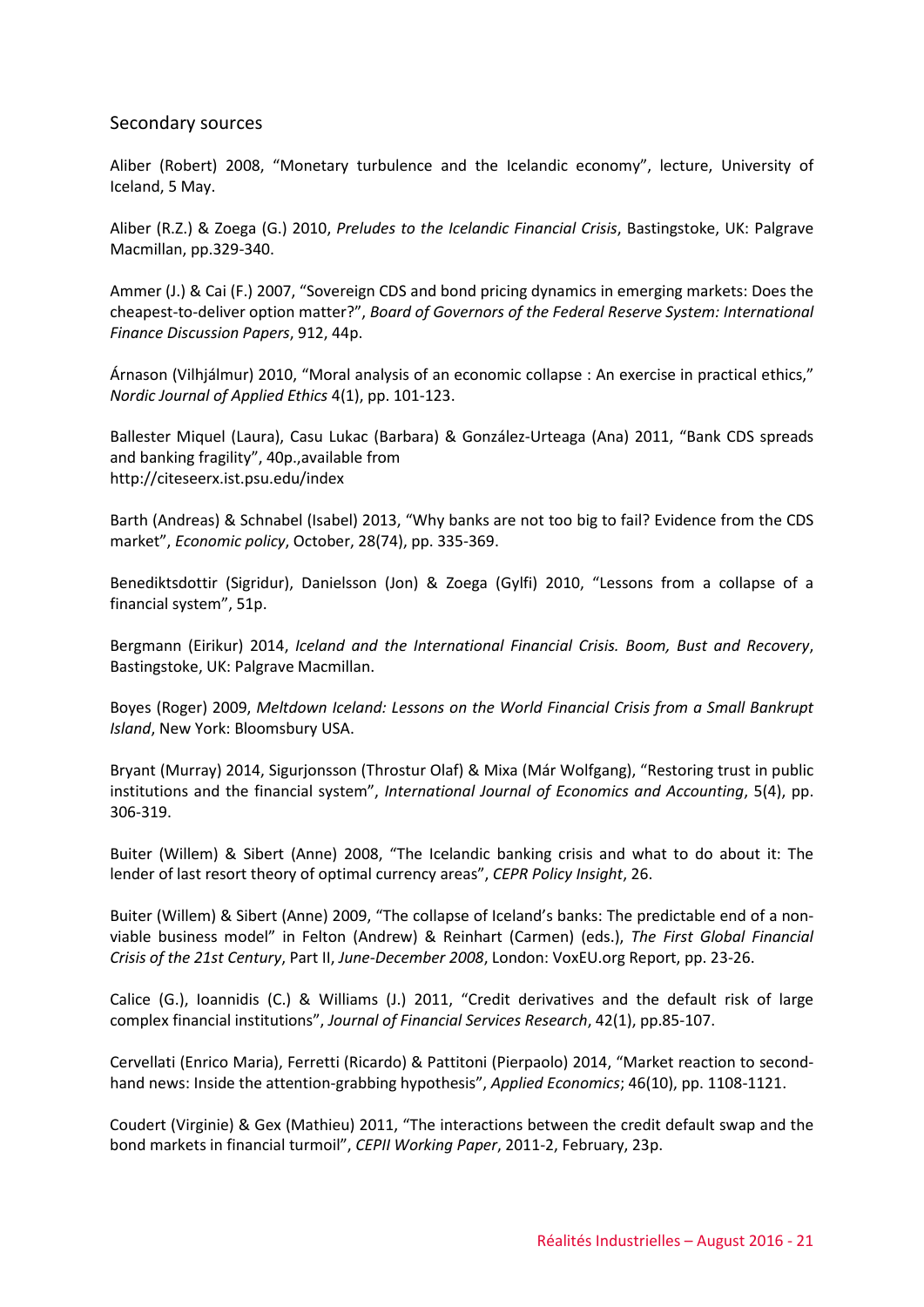## Secondary sources

Aliber (Robert) 2008, "Monetary turbulence and the Icelandic economy", lecture, University of Iceland, 5 May.

Aliber (R.Z.) & Zoega (G.) 2010, *Preludes to the Icelandic Financial Crisis*, Bastingstoke, UK: Palgrave Macmillan, pp.329-340.

Ammer (J.) & Cai (F.) 2007, "Sovereign CDS and bond pricing dynamics in emerging markets: Does the cheapest-to-deliver option matter?", *Board of Governors of the Federal Reserve System: International Finance Discussion Papers*, 912, 44p.

Árnason (Vilhjálmur) 2010, "Moral analysis of an economic collapse : An exercise in practical ethics," *Nordic Journal of Applied Ethics* 4(1), pp. 101-123.

Ballester Miquel (Laura), Casu Lukac (Barbara) & González-Urteaga (Ana) 2011, "Bank CDS spreads and banking fragility", 40p.,available from http://citeseerx.ist.psu.edu/index

Barth (Andreas) & Schnabel (Isabel) 2013, "Why banks are not too big to fail? Evidence from the CDS market", *Economic policy*, October, 28(74), pp. 335-369.

Benediktsdottir (Sigridur), Danielsson (Jon) & Zoega (Gylfi) 2010, "Lessons from a collapse of a financial system", 51p.

Bergmann (Eirikur) 2014, *Iceland and the International Financial Crisis. Boom, Bust and Recovery*, Bastingstoke, UK: Palgrave Macmillan.

Boyes (Roger) 2009, *Meltdown Iceland: Lessons on the World Financial Crisis from a Small Bankrupt Island*, New York: Bloomsbury USA.

Bryant (Murray) 2014, Sigurjonsson (Throstur Olaf) & Mixa (Már Wolfgang), "Restoring trust in public institutions and the financial system", *International Journal of Economics and Accounting*, 5(4), pp. 306-319.

Buiter (Willem) & Sibert (Anne) 2008, "The Icelandic banking crisis and what to do about it: The lender of last resort theory of optimal currency areas", *CEPR Policy Insight*, 26.

Buiter (Willem) & Sibert (Anne) 2009, "The collapse of Iceland's banks: The predictable end of a non-viable business model" in Felton (Andrew) & Reinhart (Carmen) (eds.), *The First Global Financial Crisis of the 21st Century*, Part II, *June-December 2008*, London: VoxEU.org Report, pp. 23-26.

Calice (G.), Ioannidis (C.) & Williams (J.) 2011, "Credit derivatives and the default risk of large complex financial institutions", *Journal of Financial Services Research*, 42(1), pp.85-107.

Cervellati (Enrico Maria), Ferretti (Ricardo) & Pattitoni (Pierpaolo) 2014, "Market reaction to second-hand news: Inside the attention-grabbing hypothesis", *Applied Economics*; 46(10), pp. 1108-1121.

Coudert (Virginie) & Gex (Mathieu) 2011, "The interactions between the credit default swap and the bond markets in financial turmoil", *CEPII Working Paper*, 2011-2, February, 23p.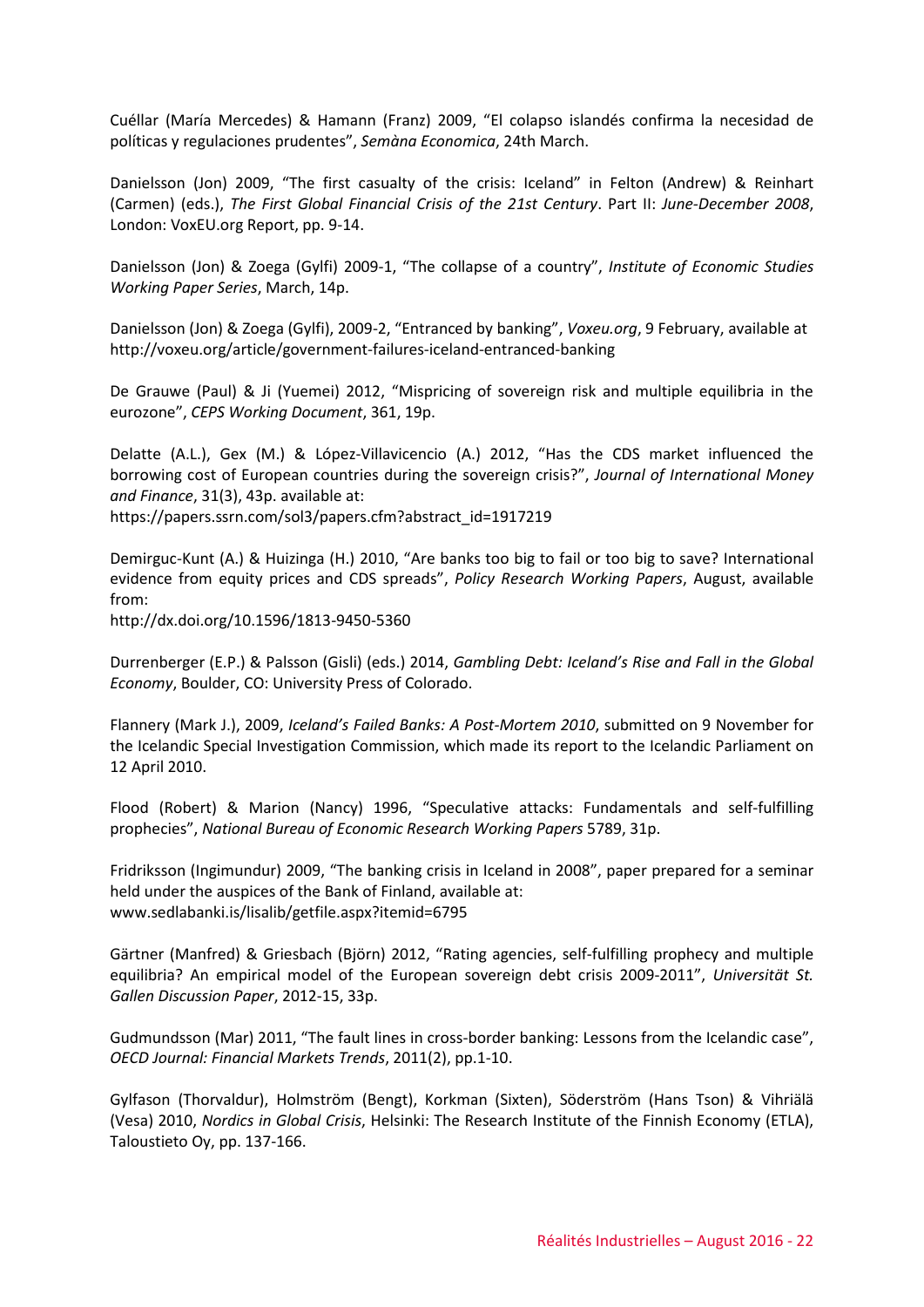Cuéllar (María Mercedes) & Hamann (Franz) 2009, "El colapso islandés confirma la necesidad de políticas y regulaciones prudentes", *Semàna Economica*, 24th March.

Danielsson (Jon) 2009, "The first casualty of the crisis: Iceland" in Felton (Andrew) & Reinhart (Carmen) (eds.), *The First Global Financial Crisis of the 21st Century*. Part II: *June-December 2008*, London: VoxEU.org Report, pp. 9-14.

Danielsson (Jon) & Zoega (Gylfi) 2009-1, "The collapse of a country", *Institute of Economic Studies Working Paper Series*, March, 14p.

Danielsson (Jon) & Zoega (Gylfi), 2009-2, "Entranced by banking", *Voxeu.org*, 9 February, available at http://voxeu.org/article/government-failures-iceland-entranced-banking

De Grauwe (Paul) & Ji (Yuemei) 2012, "Mispricing of sovereign risk and multiple equilibria in the eurozone", *CEPS Working Document*, 361, 19p.

Delatte (A.L.), Gex (M.) & López-Villavicencio (A.) 2012, "Has the CDS market influenced the borrowing cost of European countries during the sovereign crisis?", *Journal of International Money and Finance*, 31(3), 43p. available at:
https://papers.ssrn.com/sol3/papers.cfm?abstract_id=1917219

Demirguc-Kunt (A.) & Huizinga (H.) 2010, "Are banks too big to fail or too big to save? International evidence from equity prices and CDS spreads", *Policy Research Working Papers*, August, available from:
http://dx.doi.org/10.1596/1813-9450-5360

Durrenberger (E.P.) & Palsson (Gisli) (eds.) 2014, *Gambling Debt: Iceland's Rise and Fall in the Global Economy*, Boulder, CO: University Press of Colorado.

Flannery (Mark J.), 2009, *Iceland's Failed Banks: A Post-Mortem 2010*, submitted on 9 November for the Icelandic Special Investigation Commission, which made its report to the Icelandic Parliament on 12 April 2010.

Flood (Robert) & Marion (Nancy) 1996, "Speculative attacks: Fundamentals and self-fulfilling prophecies", *National Bureau of Economic Research Working Papers* 5789, 31p.

Fridriksson (Ingimundur) 2009, "The banking crisis in Iceland in 2008", paper prepared for a seminar held under the auspices of the Bank of Finland, available at:
www.sedlabanki.is/lisalib/getfile.aspx?itemid=6795

Gärtner (Manfred) & Griesbach (Björn) 2012, "Rating agencies, self-fulfilling prophecy and multiple equilibria? An empirical model of the European sovereign debt crisis 2009-2011", *Universität St. Gallen Discussion Paper*, 2012-15, 33p.

Gudmundsson (Mar) 2011, "The fault lines in cross-border banking: Lessons from the Icelandic case", *OECD Journal: Financial Markets Trends*, 2011(2), pp.1-10.

Gylfason (Thorvaldur), Holmström (Bengt), Korkman (Sixten), Söderström (Hans Tson) & Vihriälä (Vesa) 2010, *Nordics in Global Crisis*, Helsinki: The Research Institute of the Finnish Economy (ETLA), Taloustieto Oy, pp. 137-166.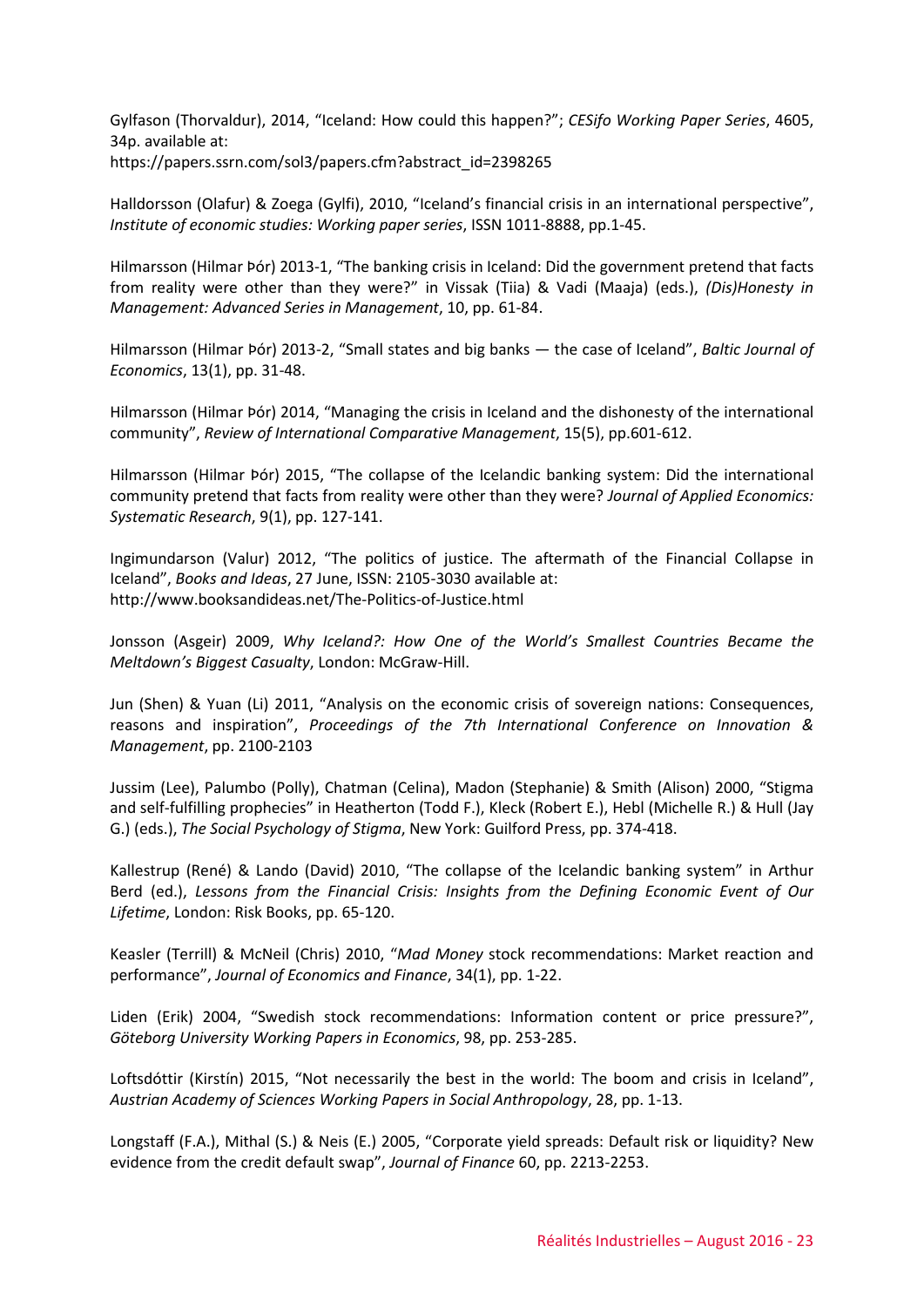Gylfason (Thorvaldur), 2014, "Iceland: How could this happen?"; *CESifo Working Paper Series*, 4605, 34p. available at:
https://papers.ssrn.com/sol3/papers.cfm?abstract_id=2398265

Halldorsson (Olafur) & Zoega (Gylfi), 2010, "Iceland's financial crisis in an international perspective", *Institute of economic studies: Working paper series*, ISSN 1011-8888, pp.1-45.

Hilmarsson (Hilmar Þór) 2013-1, "The banking crisis in Iceland: Did the government pretend that facts from reality were other than they were?" in Vissak (Tiia) & Vadi (Maaja) (eds.), *(Dis)Honesty in Management: Advanced Series in Management*, 10, pp. 61-84.

Hilmarsson (Hilmar Þór) 2013-2, "Small states and big banks — the case of Iceland", *Baltic Journal of Economics*, 13(1), pp. 31-48.

Hilmarsson (Hilmar Þór) 2014, "Managing the crisis in Iceland and the dishonesty of the international community", *Review of International Comparative Management*, 15(5), pp.601-612.

Hilmarsson (Hilmar Þór) 2015, "The collapse of the Icelandic banking system: Did the international community pretend that facts from reality were other than they were? *Journal of Applied Economics: Systematic Research*, 9(1), pp. 127-141.

Ingimundarson (Valur) 2012, "The politics of justice. The aftermath of the Financial Collapse in Iceland", *Books and Ideas*, 27 June, ISSN: 2105-3030 available at:
http://www.booksandideas.net/The-Politics-of-Justice.html

Jonsson (Asgeir) 2009, *Why Iceland?: How One of the World's Smallest Countries Became the Meltdown's Biggest Casualty*, London: McGraw-Hill.

Jun (Shen) & Yuan (Li) 2011, "Analysis on the economic crisis of sovereign nations: Consequences, reasons and inspiration", *Proceedings of the 7th International Conference on Innovation & Management*, pp. 2100-2103

Jussim (Lee), Palumbo (Polly), Chatman (Celina), Madon (Stephanie) & Smith (Alison) 2000, "Stigma and self-fulfilling prophecies" in Heatherton (Todd F.), Kleck (Robert E.), Hebl (Michelle R.) & Hull (Jay G.) (eds.), *The Social Psychology of Stigma*, New York: Guilford Press, pp. 374-418.

Kallestrup (René) & Lando (David) 2010, "The collapse of the Icelandic banking system" in Arthur Berd (ed.), *Lessons from the Financial Crisis: Insights from the Defining Economic Event of Our Lifetime*, London: Risk Books, pp. 65-120.

Keasler (Terrill) & McNeil (Chris) 2010, "*Mad Money* stock recommendations: Market reaction and performance", *Journal of Economics and Finance*, 34(1), pp. 1-22.

Liden (Erik) 2004, "Swedish stock recommendations: Information content or price pressure?", *Göteborg University Working Papers in Economics*, 98, pp. 253-285.

Loftsdóttir (Kirstín) 2015, "Not necessarily the best in the world: The boom and crisis in Iceland", *Austrian Academy of Sciences Working Papers in Social Anthropology*, 28, pp. 1-13.

Longstaff (F.A.), Mithal (S.) & Neis (E.) 2005, "Corporate yield spreads: Default risk or liquidity? New evidence from the credit default swap", *Journal of Finance* 60, pp. 2213-2253.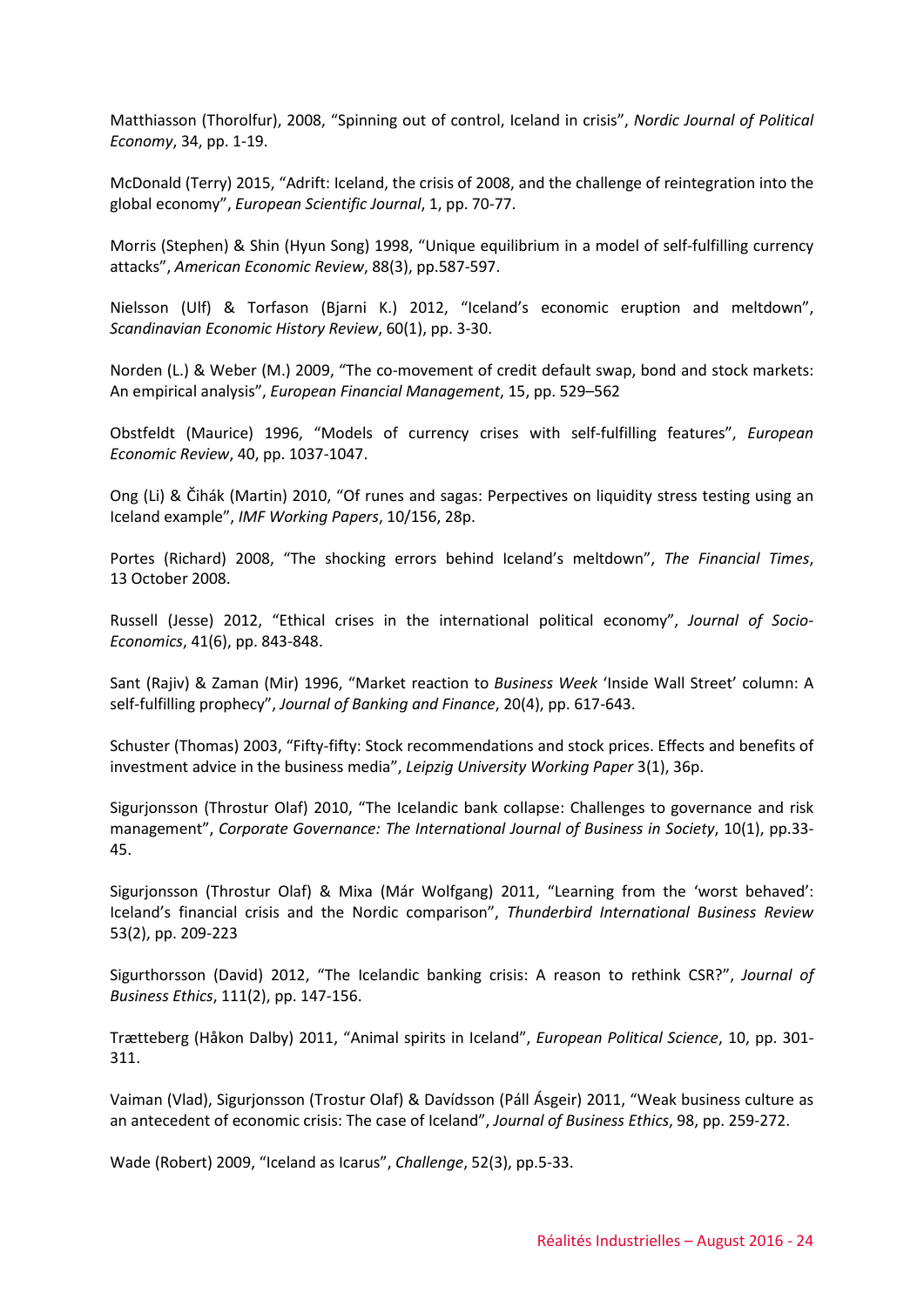Matthiasson (Thorolfur), 2008, "Spinning out of control, Iceland in crisis", *Nordic Journal of Political Economy*, 34, pp. 1-19.

McDonald (Terry) 2015, "Adrift: Iceland, the crisis of 2008, and the challenge of reintegration into the global economy", *European Scientific Journal*, 1, pp. 70-77.

Morris (Stephen) & Shin (Hyun Song) 1998, "Unique equilibrium in a model of self-fulfilling currency attacks", *American Economic Review*, 88(3), pp.587-597.

Nielsson (Ulf) & Torfason (Bjarni K.) 2012, "Iceland's economic eruption and meltdown", *Scandinavian Economic History Review*, 60(1), pp. 3-30.

Norden (L.) & Weber (M.) 2009, "The co-movement of credit default swap, bond and stock markets: An empirical analysis", *European Financial Management*, 15, pp. 529–562

Obstfeldt (Maurice) 1996, "Models of currency crises with self-fulfilling features", *European Economic Review*, 40, pp. 1037-1047.

Ong (Li) & Čihák (Martin) 2010, "Of runes and sagas: Perpectives on liquidity stress testing using an Iceland example", *IMF Working Papers*, 10/156, 28p.

Portes (Richard) 2008, "The shocking errors behind Iceland's meltdown", *The Financial Times*, 13 October 2008.

Russell (Jesse) 2012, "Ethical crises in the international political economy", *Journal of Socio-Economics*, 41(6), pp. 843-848.

Sant (Rajiv) & Zaman (Mir) 1996, "Market reaction to *Business Week* 'Inside Wall Street' column: A self-fulfilling prophecy", *Journal of Banking and Finance*, 20(4), pp. 617-643.

Schuster (Thomas) 2003, "Fifty-fifty: Stock recommendations and stock prices. Effects and benefits of investment advice in the business media", *Leipzig University Working Paper* 3(1), 36p.

Sigurjonsson (Throstur Olaf) 2010, "The Icelandic bank collapse: Challenges to governance and risk management", *Corporate Governance: The International Journal of Business in Society*, 10(1), pp.33-45.

Sigurjonsson (Throstur Olaf) & Mixa (Már Wolfgang) 2011, "Learning from the 'worst behaved': Iceland's financial crisis and the Nordic comparison", *Thunderbird International Business Review* 53(2), pp. 209-223

Sigurthorsson (David) 2012, "The Icelandic banking crisis: A reason to rethink CSR?", *Journal of Business Ethics*, 111(2), pp. 147-156.

Trætteberg (Håkon Dalby) 2011, "Animal spirits in Iceland", *European Political Science*, 10, pp. 301-311.

Vaiman (Vlad), Sigurjonsson (Trostur Olaf) & Davídsson (Páll Ásgeir) 2011, "Weak business culture as an antecedent of economic crisis: The case of Iceland", *Journal of Business Ethics*, 98, pp. 259-272.

Wade (Robert) 2009, "Iceland as Icarus", *Challenge*, 52(3), pp.5-33.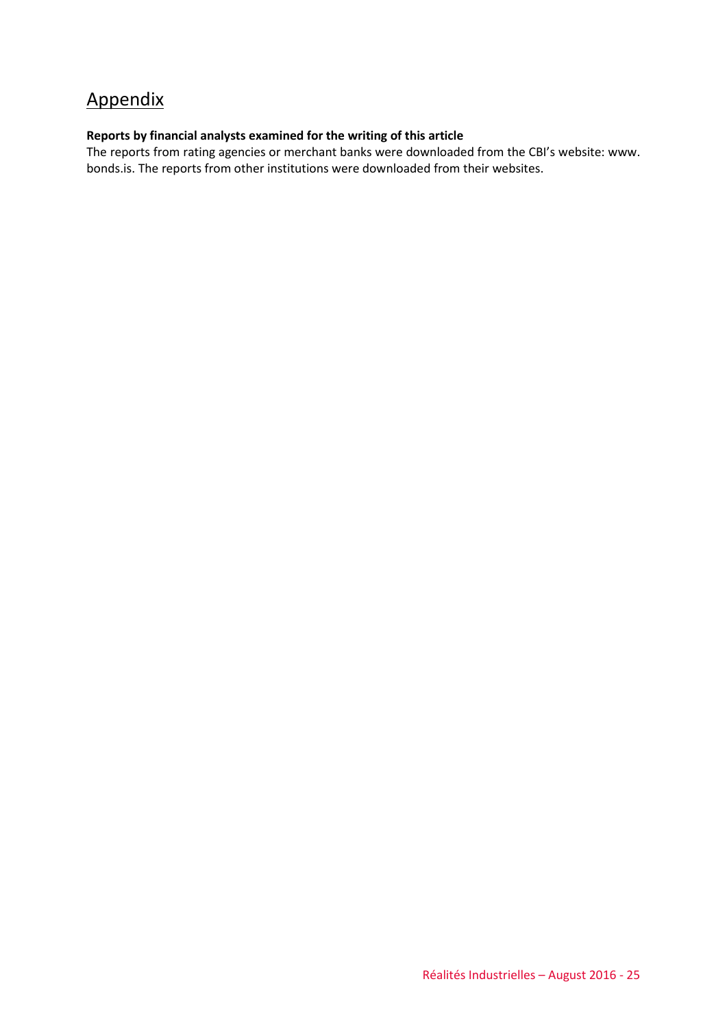# Appendix

**Reports by financial analysts examined for the writing of this article**

The reports from rating agencies or merchant banks were downloaded from the CBI's website: www. bonds.is. The reports from other institutions were downloaded from their websites.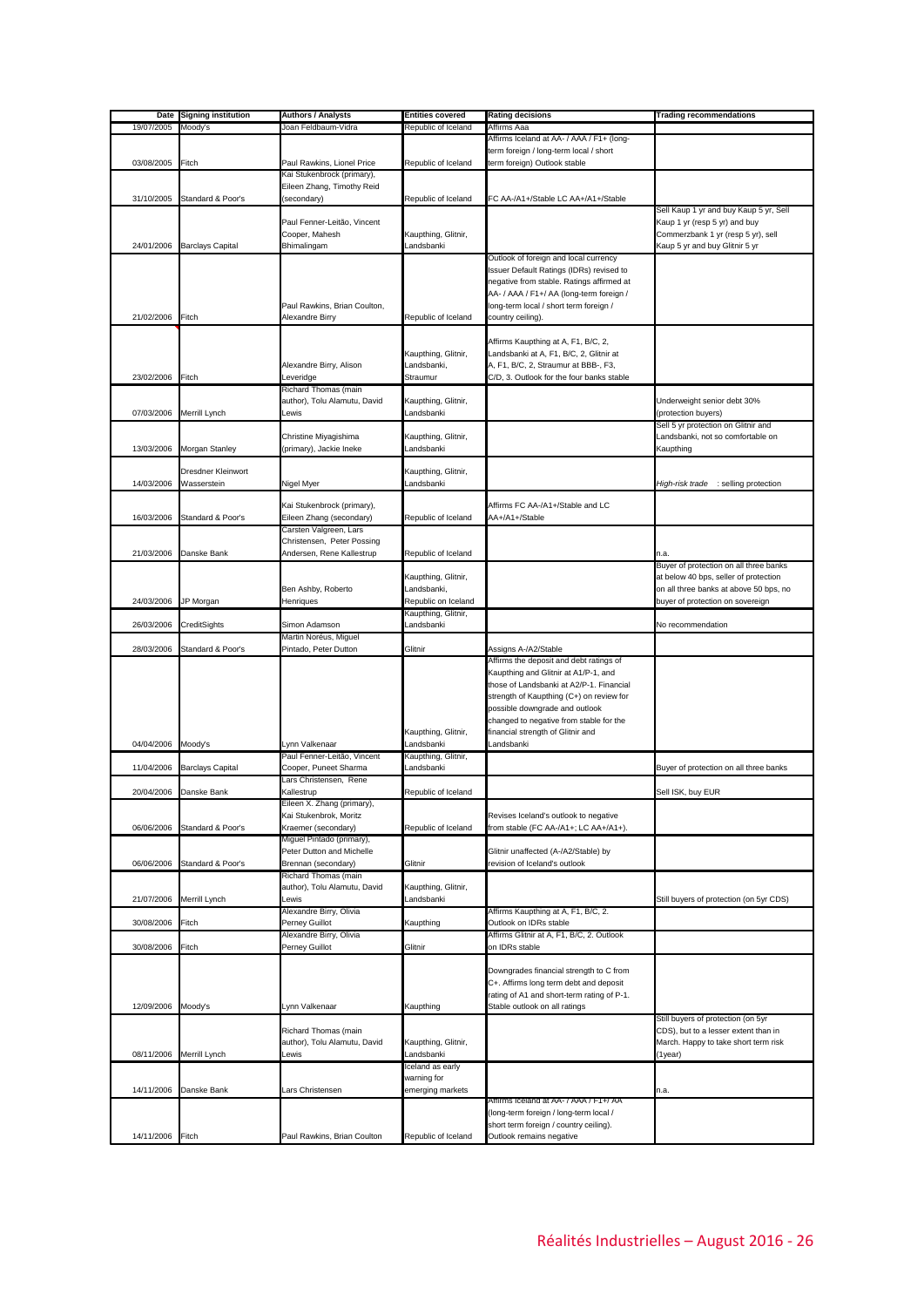| Date | Signing institution | Authors / Analysts | Entities covered | Rating decisions | Trading recommendations |
|---|---|---|---|---|---|
| 19/07/2005 | Moody's | Joan Feldbaum-Vidra | Republic of Iceland | Affirms Aaa | |
| 03/08/2005 | Fitch | Paul Rawkins, Lionel Price | Republic of Iceland | Affirms Iceland at AA- / AAA / F1+ (long-term foreign / long-term local / short term foreign) Outlook stable | |
| 31/10/2005 | Standard & Poor's | Kai Stukenbrock (primary), Eileen Zhang, Timothy Reid (secondary) | Republic of Iceland | FC AA-/A1+/Stable LC AA+/A1+/Stable | |
| 24/01/2006 | Barclays Capital | Paul Fenner-Leitão, Vincent Cooper, Mahesh Bhimalingam | Kaupthing, Glitnir, Landsbanki | | Sell Kaup 1 yr and buy Kaup 5 yr, Sell Kaup 1 yr (resp 5 yr) and buy Commerzbank 1 yr (resp 5 yr), sell Kaup 5 yr and buy Glitnir 5 yr |
| 21/02/2006 | Fitch | Paul Rawkins, Brian Coulton, Alexandre Birry | Republic of Iceland | Outlook of foreign and local currency Issuer Default Ratings (IDRs) revised to negative from stable. Ratings affirmed at AA- / AAA / F1+/ AA (long-term foreign / long-term local / short term foreign / country ceiling). | |
| 23/02/2006 | Fitch | Alexandre Birry, Alison Leveridge | Kaupthing, Glitnir, Landsbanki, Straumur | Affirms Kaupthing at A, F1, B/C, 2, Landsbanki at A, F1, B/C, 2, Glitnir at A, F1, B/C, 2, Straumur at BBB-, F3, C/D, 3. Outlook for the four banks stable | |
| 07/03/2006 | Merrill Lynch | Richard Thomas (main author), Tolu Alamutu, David Lewis | Kaupthing, Glitnir, Landsbanki | | Underweight senior debt 30% (protection buyers) |
| 13/03/2006 | Morgan Stanley | Christine Miyagishima (primary), Jackie Ineke | Kaupthing, Glitnir, Landsbanki | | Sell 5 yr protection on Glitnir and Landsbanki, not so comfortable on Kaupthing |
| 14/03/2006 | Dresdner Kleinwort Wasserstein | Nigel Myer | Kaupthing, Glitnir, Landsbanki | | *High-risk trade* : selling protection |
| 16/03/2006 | Standard & Poor's | Kai Stukenbrock (primary), Eileen Zhang (secondary) | Republic of Iceland | Affirms FC AA-/A1+/Stable and LC AA+/A1+/Stable | |
| 21/03/2006 | Danske Bank | Carsten Valgreen, Lars Christensen, Peter Possing Andersen, Rene Kallestrup | Republic of Iceland | | n.a. |
| 24/03/2006 | JP Morgan | Ben Ashby, Roberto Henriques | Kaupthing, Glitnir, Landsbanki, Republic on Iceland | | Buyer of protection on all three banks at below 40 bps, seller of protection on all three banks at above 50 bps, no buyer of protection on sovereign |
| 26/03/2006 | CreditSights | Simon Adamson | Kaupthing, Glitnir, Landsbanki | | No recommendation |
| 28/03/2006 | Standard & Poor's | Martin Noréus, Miguel Pintado, Peter Dutton | Glitnir | Assigns A-/A2/Stable | |
| 04/04/2006 | Moody's | Lynn Valkenaar | Kaupthing, Glitnir, Landsbanki | Affirms the deposit and debt ratings of Kaupthing and Glitnir at A1/P-1, and those of Landsbanki at A2/P-1. Financial strength of Kaupthing (C+) on review for possible downgrade and outlook changed to negative from stable for the financial strength of Glitnir and Landsbanki | |
| 11/04/2006 | Barclays Capital | Paul Fenner-Leitão, Vincent Cooper, Puneet Sharma | Kaupthing, Glitnir, Landsbanki | | Buyer of protection on all three banks |
| 20/04/2006 | Danske Bank | Lars Christensen, Rene Kallestrup | Republic of Iceland | | Sell ISK, buy EUR |
| 06/06/2006 | Standard & Poor's | Eileen X. Zhang (primary), Kai Stukenbrok, Moritz Kraemer (secondary) | Republic of Iceland | Revises Iceland's outlook to negative from stable (FC AA-/A1+; LC AA+/A1+). | |
| 06/06/2006 | Standard & Poor's | Miguel Pintado (primary), Peter Dutton and Michelle Brennan (secondary) | Glitnir | Glitnir unaffected (A-/A2/Stable) by revision of Iceland's outlook | |
| 21/07/2006 | Merrill Lynch | Richard Thomas (main author), Tolu Alamutu, David Lewis | Kaupthing, Glitnir, Landsbanki | | Still buyers of protection (on 5yr CDS) |
| 30/08/2006 | Fitch | Alexandre Birry, Olivia Perney Guillot | Kaupthing | Affirms Kaupthing at A, F1, B/C, 2. Outlook on IDRs stable | |
| 30/08/2006 | Fitch | Alexandre Birry, Olivia Perney Guillot | Glitnir | Affirms Glitnir at A, F1, B/C, 2. Outlook on IDRs stable | |
| 12/09/2006 | Moody's | Lynn Valkenaar | Kaupthing | Downgrades financial strength to C from C+. Affirms long term debt and deposit rating of A1 and short-term rating of P-1. Stable outlook on all ratings | |
| 08/11/2006 | Merrill Lynch | Richard Thomas (main author), Tolu Alamutu, David Lewis | Kaupthing, Glitnir, Landsbanki | | Still buyers of protection (on 5yr CDS), but to a lesser extent than in March. Happy to take short term risk (1year) |
| 14/11/2006 | Danske Bank | Lars Christensen | Iceland as early warning for emerging markets | | n.a. |
| 14/11/2006 | Fitch | Paul Rawkins, Brian Coulton | Republic of Iceland | Affirms Iceland at AA- / AAA / F1+/ AA (long-term foreign / long-term local / short term foreign / country ceiling). Outlook remains negative | |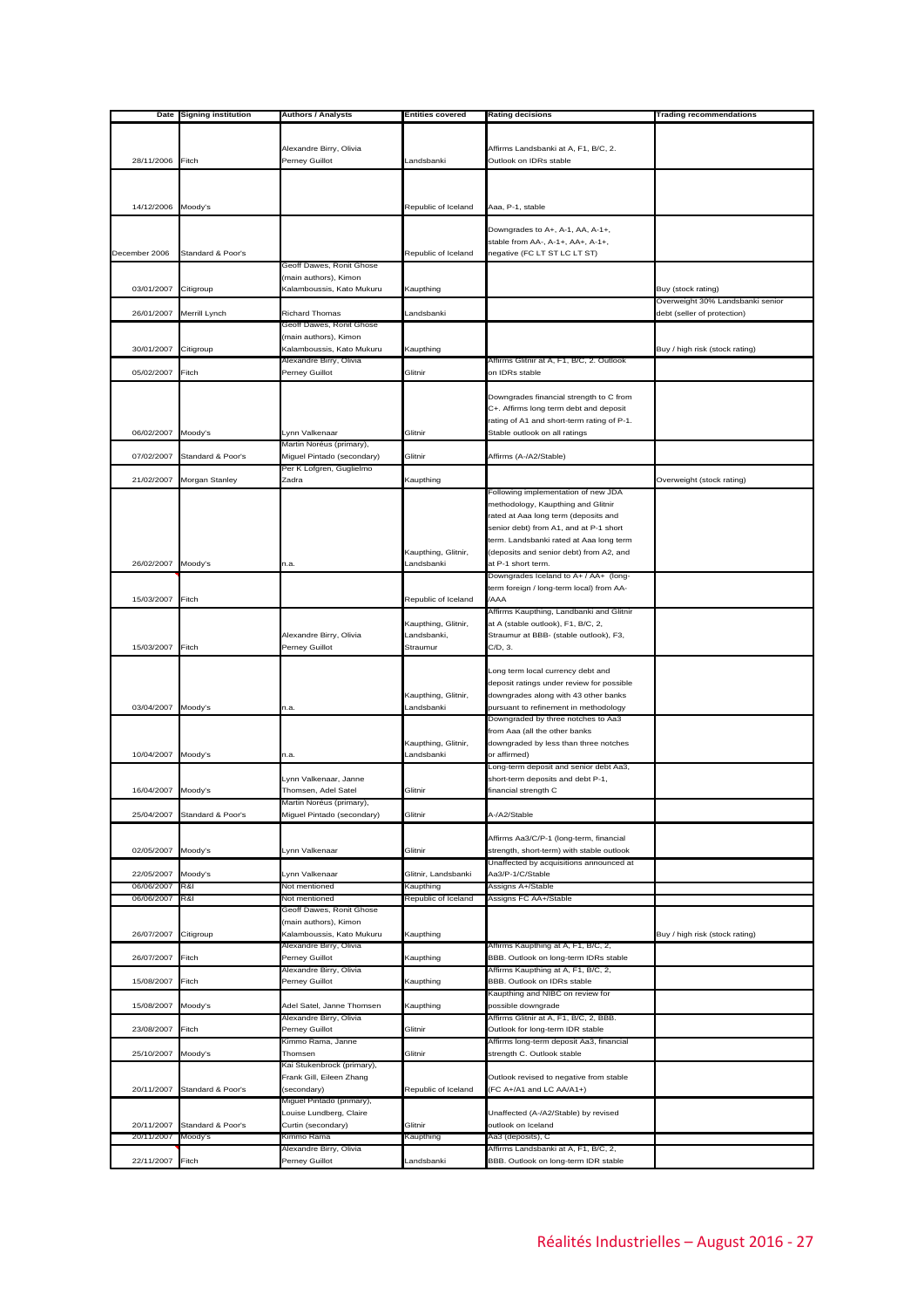| Date | Signing institution | Authors / Analysts | Entities covered | Rating decisions | Trading recommendations |
|---|---|---|---|---|---|
| 28/11/2006 | Fitch | Alexandre Birry, Olivia Perney Guillot | Landsbanki | Affirms Landsbanki at A, F1, B/C, 2. Outlook on IDRs stable | |
| 14/12/2006 | Moody's | | Republic of Iceland | Aaa, P-1, stable | |
| December 2006 | Standard & Poor's | | Republic of Iceland | Downgrades to A+, A-1, AA, A-1+, stable from AA-, A-1+, AA+, A-1+, negative (FC LT ST LC LT ST) | |
| 03/01/2007 | Citigroup | Geoff Dawes, Ronit Ghose (main authors), Kimon Kalamboussis, Kato Mukuru | Kaupthing | | Buy (stock rating) |
| 26/01/2007 | Merrill Lynch | Richard Thomas | Landsbanki | | Overweight 30% Landsbanki senior debt (seller of protection) |
| 30/01/2007 | Citigroup | Geoff Dawes, Ronit Ghose (main authors), Kimon Kalamboussis, Kato Mukuru | Kaupthing | | Buy / high risk (stock rating) |
| 05/02/2007 | Fitch | Alexandre Birry, Olivia Perney Guillot | Glitnir | Affirms Glitnir at A, F1, B/C, 2. Outlook on IDRs stable | |
| 06/02/2007 | Moody's | Lynn Valkenaar | Glitnir | Downgrades financial strength to C from C+. Affirms long term debt and deposit rating of A1 and short-term rating of P-1. Stable outlook on all ratings | |
| 07/02/2007 | Standard & Poor's | Martin Noréus (primary), Miguel Pintado (secondary) | Glitnir | Affirms (A-/A2/Stable) | |
| 21/02/2007 | Morgan Stanley | Per K Lofgren, Guglielmo Zadra | Kaupthing | | Overweight (stock rating) |
| 26/02/2007 | Moody's | n.a. | Kaupthing, Glitnir, Landsbanki | Following implementation of new JDA methodology, Kaupthing and Glitnir rated at Aaa long term (deposits and senior debt) from A1, and at P-1 short term. Landsbanki rated at Aaa long term (deposits and senior debt) from A2, and at P-1 short term. | |
| 15/03/2007 | Fitch | | Republic of Iceland | Downgrades Iceland to A+ / AA+ (long-term foreign / long-term local) from AA-/AAA | |
| 15/03/2007 | Fitch | Alexandre Birry, Olivia Perney Guillot | Kaupthing, Glitnir, Landsbanki, Straumur | Affirms Kaupthing, Landbanki and Glitnir at A (stable outlook), F1, B/C, 2, Straumur at BBB- (stable outlook), F3, C/D, 3. | |
| 03/04/2007 | Moody's | n.a. | Kaupthing, Glitnir, Landsbanki | Long term local currency debt and deposit ratings under review for possible downgrades along with 43 other banks pursuant to refinement in methodology | |
| 10/04/2007 | Moody's | n.a. | Kaupthing, Glitnir, Landsbanki | Downgraded by three notches to Aa3 from Aaa (all the other banks downgraded by less than three notches or affirmed) | |
| 16/04/2007 | Moody's | Lynn Valkenaar, Janne Thomsen, Adel Satel | Glitnir | Long-term deposit and senior debt Aa3, short-term deposits and debt P-1, financial strength C | |
| 25/04/2007 | Standard & Poor's | Martin Noréus (primary), Miguel Pintado (secondary) | Glitnir | A-/A2/Stable | |
| 02/05/2007 | Moody's | Lynn Valkenaar | Glitnir | Affirms Aa3/C/P-1 (long-term, financial strength, short-term) with stable outlook | |
| 22/05/2007 | Moody's | Lynn Valkenaar | Glitnir, Landsbanki | Unaffected by acquisitions announced at Aa3/P-1/C/Stable | |
| 06/06/2007 | R&I | Not mentioned | Kaupthing | Assigns A+/Stable | |
| 06/06/2007 | R&I | Not mentioned | Republic of Iceland | Assigns FC AA+/Stable | |
| 26/07/2007 | Citigroup | Geoff Dawes, Ronit Ghose (main authors), Kimon Kalamboussis, Kato Mukuru | Kaupthing | | Buy / high risk (stock rating) |
| 26/07/2007 | Fitch | Alexandre Birry, Olivia Perney Guillot | Kaupthing | Affirms Kaupthing at A, F1, B/C, 2, BBB. Outlook on long-term IDRs stable | |
| 15/08/2007 | Fitch | Alexandre Birry, Olivia Perney Guillot | Kaupthing | Affirms Kaupthing at A, F1, B/C, 2, BBB. Outlook on IDRs stable | |
| 15/08/2007 | Moody's | Adel Satel, Janne Thomsen | Kaupthing | Kaupthing and NIBC on review for possible downgrade | |
| 23/08/2007 | Fitch | Alexandre Birry, Olivia Perney Guillot | Glitnir | Affirms Glitnir at A, F1, B/C, 2, BBB. Outlook for long-term IDR stable | |
| 25/10/2007 | Moody's | Kimmo Rama, Janne Thomsen | Glitnir | Affirms long-term deposit Aa3, financial strength C. Outlook stable | |
| 20/11/2007 | Standard & Poor's | Kai Stukenbrock (primary), Frank Gill, Eileen Zhang (secondary) | Republic of Iceland | Outlook revised to negative from stable (FC A+/A1 and LC AA/A1+) | |
| 20/11/2007 | Standard & Poor's | Miguel Pintado (primary), Louise Lundberg, Claire Curtin (secondary) | Glitnir | Unaffected (A-/A2/Stable) by revised outlook on Iceland | |
| 20/11/2007 | Moody's | Kimmo Rama | Kaupthing | Aa3 (deposits), C | |
| 22/11/2007 | Fitch | Alexandre Birry, Olivia Perney Guillot | Landsbanki | Affirms Landsbanki at A, F1, B/C, 2, BBB. Outlook on long-term IDR stable | |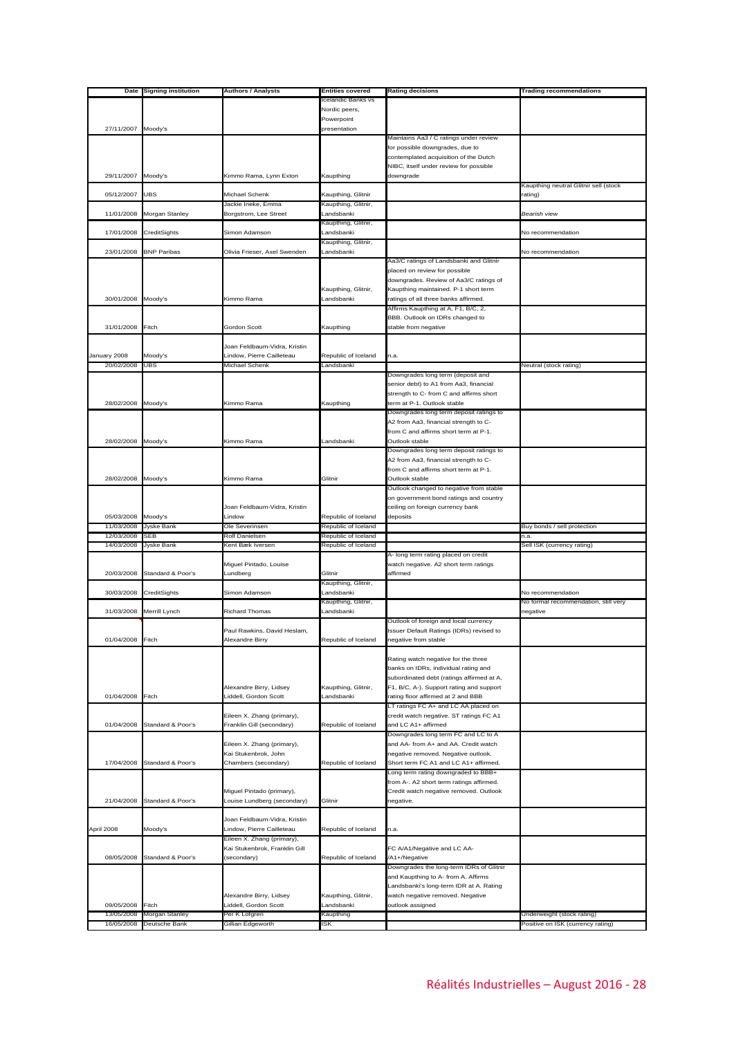| Date | Signing institution | Authors / Analysts | Entities covered | Rating decisions | Trading recommendations |
|---|---|---|---|---|---|
| 27/11/2007 | Moody's | | Icelandic Banks vs Nordic peers, Powerpoint presentation | | |
| 29/11/2007 | Moody's | Kimmo Rama, Lynn Exton | Kaupthing | Maintains Aa3 / C ratings under review for possible downgrades, due to contemplated acquisition of the Dutch NIBC, itself under review for possible downgrade | |
| 05/12/2007 | UBS | Michael Schenk | Kaupthing, Glitnir | | Kaupthing neutral Glitnir sell (stock rating) |
| 11/01/2008 | Morgan Stanley | Jackie Ineke, Emma Borgstrom, Lee Street | Kaupthing, Glitnir, Landsbanki | | *Bearish view* |
| 17/01/2008 | CreditSights | Simon Adamson | Kaupthing, Glitnir, Landsbanki | | No recommendation |
| 23/01/2008 | BNP Paribas | Olivia Frieser, Axel Swenden | Kaupthing, Glitnir, Landsbanki | | No recommendation |
| 30/01/2008 | Moody's | Kimmo Rama | Kaupthing, Glitnir, Landsbanki | Aa3/C ratings of Landsbanki and Glitnir placed on review for possible downgrades. Review of Aa3/C ratings of Kaupthing maintained. P-1 short term ratings of all three banks affirmed. | |
| 31/01/2008 | Fitch | Gordon Scott | Kaupthing | Affirms Kaupthing at A, F1, B/C, 2, BBB. Outlook on IDRs changed to stable from negative | |
| January 2008 | Moody's | Joan Feldbaum-Vidra, Kristin Lindow, Pierre Cailleteau | Republic of Iceland | n.a. | |
| 20/02/2008 | UBS | Michael Schenk | Landsbanki | | Neutral (stock rating) |
| 28/02/2008 | Moody's | Kimmo Rama | Kaupthing | Downgrades long term (deposit and senior debt) to A1 from Aa3, financial strength to C- from C and affirms short term at P-1. Outlook stable | |
| 28/02/2008 | Moody's | Kimmo Rama | Landsbanki | Downgrades long term deposit ratings to A2 from Aa3, financial strength to C- from C and affirms short term at P-1. Outlook stable | |
| 28/02/2008 | Moody's | Kimmo Rama | Glitnir | Downgrades long term deposit ratings to A2 from Aa3, financial strength to C- from C and affirms short term at P-1. Outlook stable | |
| 05/03/2008 | Moody's | Joan Feldbaum-Vidra, Kristin Lindow | Republic of Iceland | Outlook changed to negative from stable on government bond ratings and country ceiling on foreign currency bank deposits | |
| 11/03/2008 | Jyske Bank | Ole Severinsen | Republic of Iceland | | Buy bonds / sell protection |
| 12/03/2008 | SEB | Rolf Danielsen | Republic of Iceland | | n.a. |
| 14/03/2008 | Jyske Bank | Kent Bæk Iversen | Republic of Iceland | | Sell ISK (currency rating) |
| 20/03/2008 | Standard & Poor's | Miguel Pintado, Louise Lundberg | Glitnir | A- long term rating placed on credit watch negative. A2 short term ratings affirmed | |
| 30/03/2008 | CreditSights | Simon Adamson | Kaupthing, Glitnir, Landsbanki | | No recommendation |
| 31/03/2008 | Merrill Lynch | Richard Thomas | Kaupthing, Glitnir, Landsbanki | | No formal recommendation, still very negative |
| 01/04/2008 | Fitch | Paul Rawkins, David Heslam, Alexandre Birry | Republic of Iceland | Outlook of foreign and local currency Issuer Default Ratings (IDRs) revised to negative from stable | |
| 01/04/2008 | Fitch | Alexandre Birry, Lidsey Liddell, Gordon Scott | Kaupthing, Glitnir, Landsbanki | Rating watch negative for the three banks on IDRs, individual rating and subordinated debt (ratings affirmed at A, F1, B/C, A-). Support rating and support rating floor affirmed at 2 and BBB | |
| 01/04/2008 | Standard & Poor's | Eileen X. Zhang (primary), Franklin Gill (secondary) | Republic of Iceland | LT ratings FC A+ and LC AA placed on credit watch negative. ST ratings FC A1 and LC A1+ affirmed | |
| 17/04/2008 | Standard & Poor's | Eileen X. Zhang (primary), Kai Stukenbrok, John Chambers (secondary) | Republic of Iceland | Downgrades long term FC and LC to A and AA- from A+ and AA. Credit watch negative removed. Negative outlook. Short term FC A1 and LC A1+ affirmed. | |
| 21/04/2008 | Standard & Poor's | Miguel Pintado (primary), Louise Lundberg (secondary) | Glitnir | Long term rating downgraded to BBB+ from A-. A2 short term ratings affirmed. Credit watch negative removed. Outlook negative. | |
| April 2008 | Moody's | Joan Feldbaum-Vidra, Kristin Lindow, Pierre Cailleteau | Republic of Iceland | n.a. | |
| 08/05/2008 | Standard & Poor's | Eileen X. Zhang (primary), Kai Stukenbrok, Franklin Gill (secondary) | Republic of Iceland | FC A/A1/Negative and LC AA-/A1+/Negative | |
| 09/05/2008 | Fitch | Alexandre Birry, Lidsey Liddell, Gordon Scott | Kaupthing, Glitnir, Landsbanki | Downgrades the long-term IDRs of Glitnir and Kaupthing to A- from A. Affirms Landsbanki's long-term IDR at A. Rating watch negative removed. Negative outlook assigned | |
| 13/05/2008 | Morgan Stanley | Per K Lofgren | Kaupthing | | Underweight (stock rating) |
| 16/05/2008 | Deutsche Bank | Gillian Edgeworth | ISK | | Positive on ISK (currency rating) |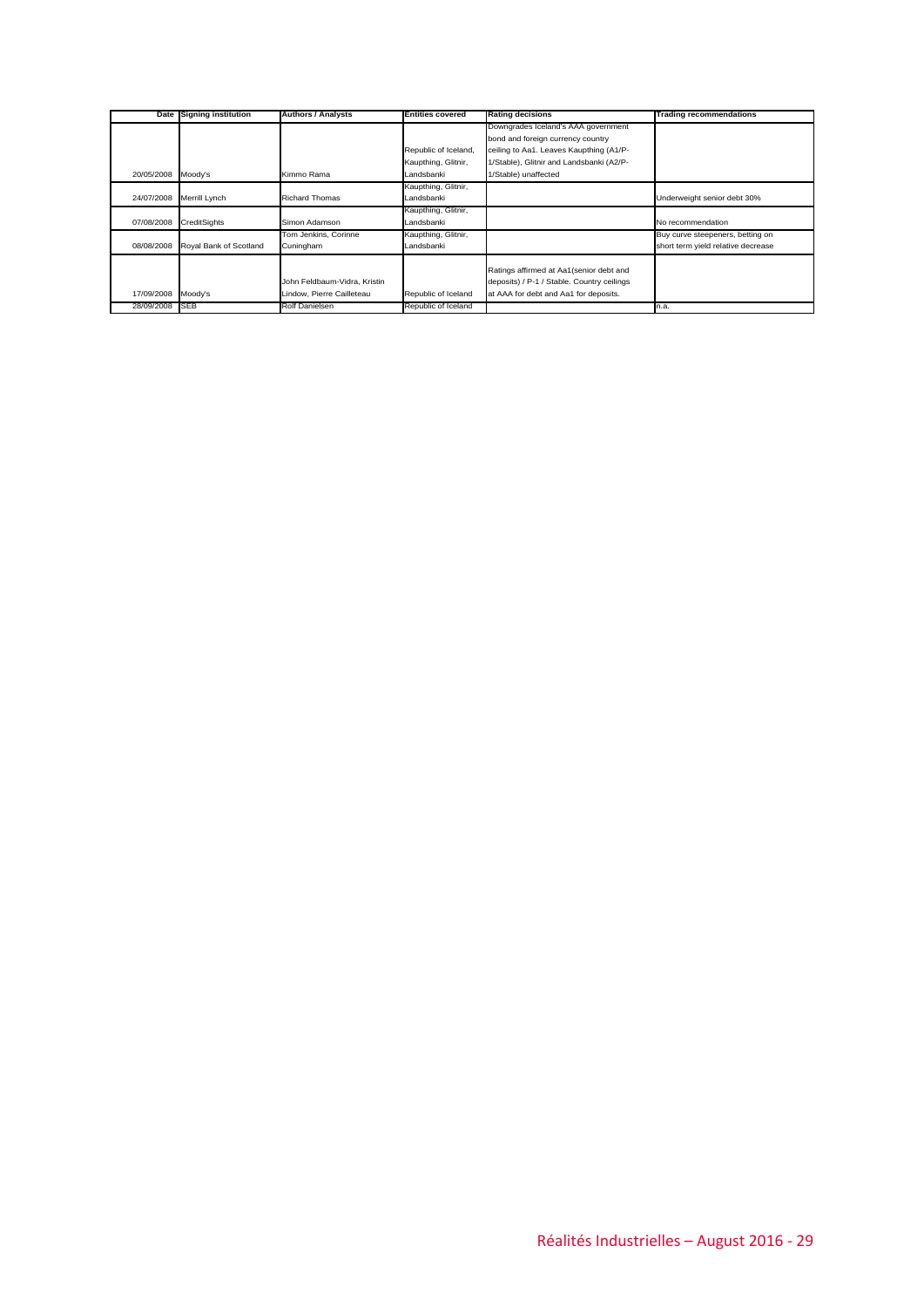| Date | Signing institution | Authors / Analysts | Entities covered | Rating decisions | Trading recommendations |
|---|---|---|---|---|---|
| 20/05/2008 | Moody's | Kimmo Rama | Republic of Iceland, Kaupthing, Glitnir, Landsbanki | Downgrades Iceland's AAA government bond and foreign currency country ceiling to Aa1. Leaves Kaupthing (A1/P-1/Stable), Glitnir and Landsbanki (A2/P-1/Stable) unaffected | |
| 24/07/2008 | Merrill Lynch | Richard Thomas | Kaupthing, Glitnir, Landsbanki | | Underweight senior debt 30% |
| 07/08/2008 | CreditSights | Simon Adamson | Kaupthing, Glitnir, Landsbanki | | No recommendation |
| 08/08/2008 | Royal Bank of Scotland | Tom Jenkins, Corinne Cuningham | Kaupthing, Glitnir, Landsbanki | | Buy curve steepeners, betting on short term yield relative decrease |
| 17/09/2008 | Moody's | John Feldbaum-Vidra, Kristin Lindow, Pierre Cailleteau | Republic of Iceland | Ratings affirmed at Aa1(senior debt and deposits) / P-1 / Stable. Country ceilings at AAA for debt and Aa1 for deposits. | |
| 28/09/2008 | SEB | Rolf Danielsen | Republic of Iceland | | n.a. |